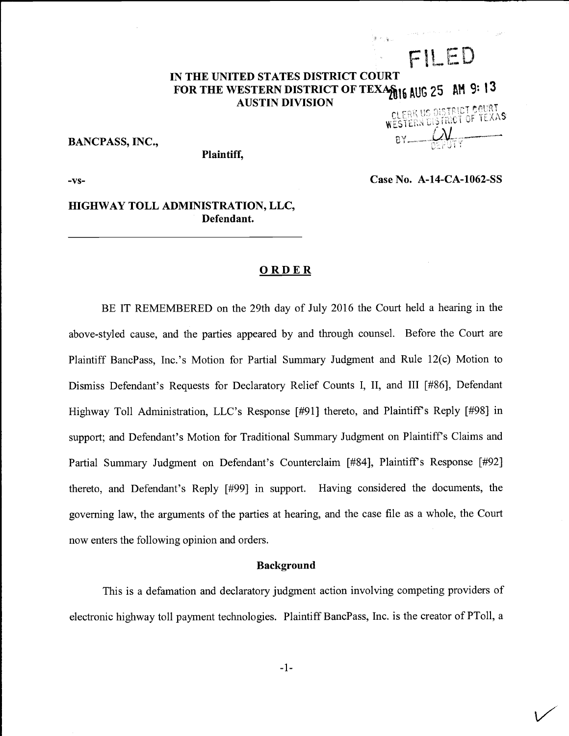FILED

2016 AUG 25 AM 9:13

CLERK US DISTRICT COURT
WESTERN DISTRICT OF TEXAS
BY ______
DEPUTY

**IN THE UNITED STATES DISTRICT COURT**
**FOR THE WESTERN DISTRICT OF TEXAS**
**AUSTIN DIVISION**

**BANCPASS, INC.,**
**Plaintiff,**

**-vs-** **Case No. A-14-CA-1062-SS**

**HIGHWAY TOLL ADMINISTRATION, LLC,**
**Defendant.**

## ORDER

BE IT REMEMBERED on the 29th day of July 2016 the Court held a hearing in the above-styled cause, and the parties appeared by and through counsel. Before the Court are Plaintiff BancPass, Inc.'s Motion for Partial Summary Judgment and Rule 12(c) Motion to Dismiss Defendant's Requests for Declaratory Relief Counts I, II, and III [#86], Defendant Highway Toll Administration, LLC's Response [#91] thereto, and Plaintiff's Reply [#98] in support; and Defendant's Motion for Traditional Summary Judgment on Plaintiff's Claims and Partial Summary Judgment on Defendant's Counterclaim [#84], Plaintiff's Response [#92] thereto, and Defendant's Reply [#99] in support. Having considered the documents, the governing law, the arguments of the parties at hearing, and the case file as a whole, the Court now enters the following opinion and orders.

### Background

This is a defamation and declaratory judgment action involving competing providers of electronic highway toll payment technologies. Plaintiff BancPass, Inc. is the creator of PToll, a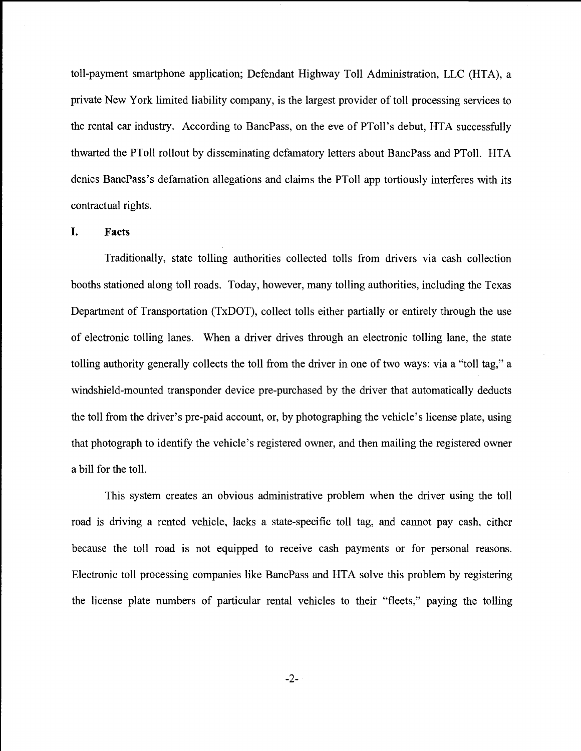toll-payment smartphone application; Defendant Highway Toll Administration, LLC (HTA), a private New York limited liability company, is the largest provider of toll processing services to the rental car industry. According to BancPass, on the eve of PToll's debut, HTA successfully thwarted the PToll rollout by disseminating defamatory letters about BancPass and PToll. HTA denies BancPass's defamation allegations and claims the PToll app tortiously interferes with its contractual rights.

## I. Facts

Traditionally, state tolling authorities collected tolls from drivers via cash collection booths stationed along toll roads. Today, however, many tolling authorities, including the Texas Department of Transportation (TxDOT), collect tolls either partially or entirely through the use of electronic tolling lanes. When a driver drives through an electronic tolling lane, the state tolling authority generally collects the toll from the driver in one of two ways: via a "toll tag," a windshield-mounted transponder device pre-purchased by the driver that automatically deducts the toll from the driver's pre-paid account, or, by photographing the vehicle's license plate, using that photograph to identify the vehicle's registered owner, and then mailing the registered owner a bill for the toll.

This system creates an obvious administrative problem when the driver using the toll road is driving a rented vehicle, lacks a state-specific toll tag, and cannot pay cash, either because the toll road is not equipped to receive cash payments or for personal reasons. Electronic toll processing companies like BancPass and HTA solve this problem by registering the license plate numbers of particular rental vehicles to their "fleets," paying the tolling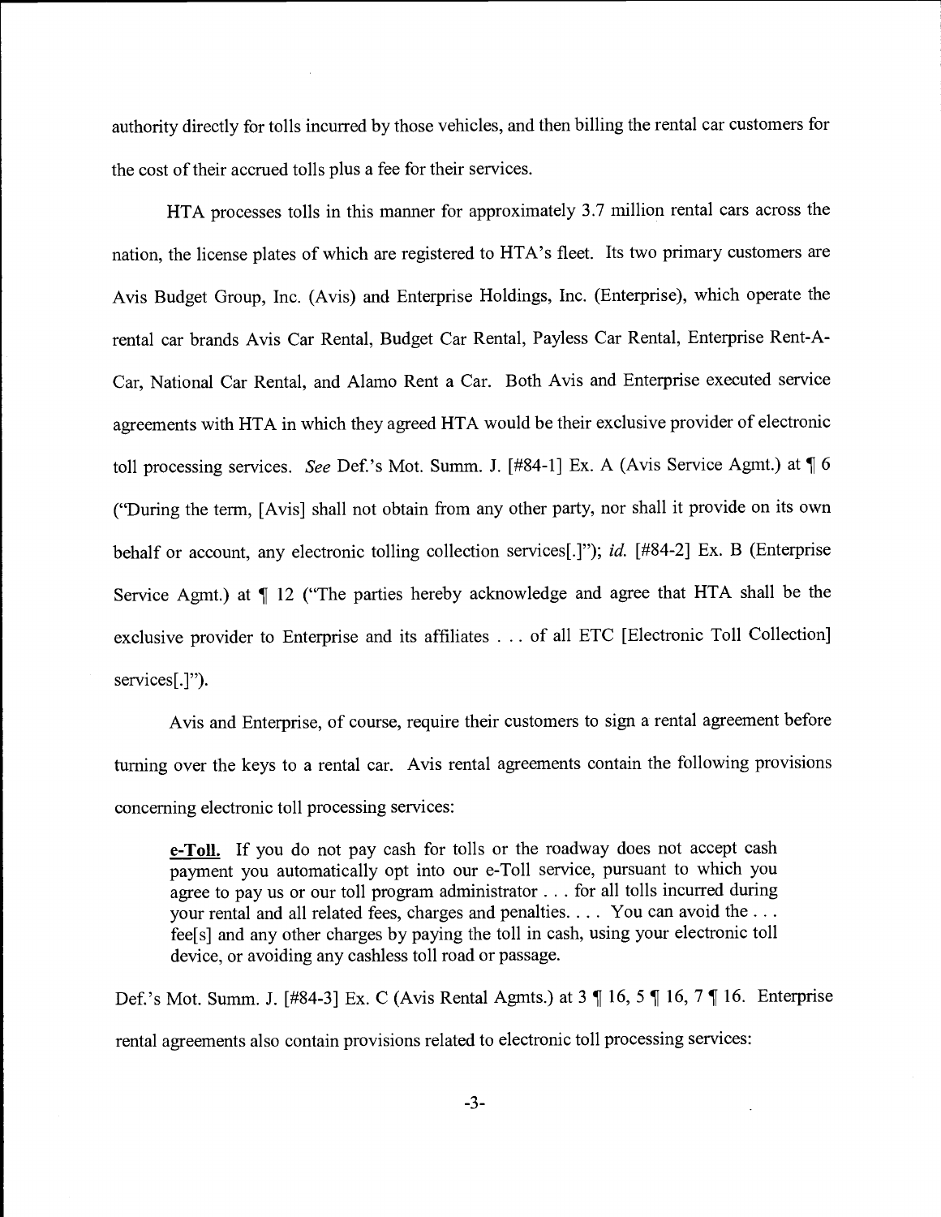authority directly for tolls incurred by those vehicles, and then billing the rental car customers for the cost of their accrued tolls plus a fee for their services.

HTA processes tolls in this manner for approximately 3.7 million rental cars across the nation, the license plates of which are registered to HTA's fleet. Its two primary customers are Avis Budget Group, Inc. (Avis) and Enterprise Holdings, Inc. (Enterprise), which operate the rental car brands Avis Car Rental, Budget Car Rental, Payless Car Rental, Enterprise Rent-A-Car, National Car Rental, and Alamo Rent a Car. Both Avis and Enterprise executed service agreements with HTA in which they agreed HTA would be their exclusive provider of electronic toll processing services. *See* Def.'s Mot. Summ. J. [#84-1] Ex. A (Avis Service Agmt.) at ¶ 6 ("During the term, [Avis] shall not obtain from any other party, nor shall it provide on its own behalf or account, any electronic tolling collection services[.]"); *id.* [#84-2] Ex. B (Enterprise Service Agmt.) at ¶ 12 ("The parties hereby acknowledge and agree that HTA shall be the exclusive provider to Enterprise and its affiliates . . . of all ETC [Electronic Toll Collection] services[.]").

Avis and Enterprise, of course, require their customers to sign a rental agreement before turning over the keys to a rental car. Avis rental agreements contain the following provisions concerning electronic toll processing services:

> **e-Toll.** If you do not pay cash for tolls or the roadway does not accept cash payment you automatically opt into our e-Toll service, pursuant to which you agree to pay us or our toll program administrator . . . for all tolls incurred during your rental and all related fees, charges and penalties. . . . You can avoid the . . . fee[s] and any other charges by paying the toll in cash, using your electronic toll device, or avoiding any cashless toll road or passage.

Def.'s Mot. Summ. J. [#84-3] Ex. C (Avis Rental Agmts.) at 3 ¶ 16, 5 ¶ 16, 7 ¶ 16. Enterprise rental agreements also contain provisions related to electronic toll processing services: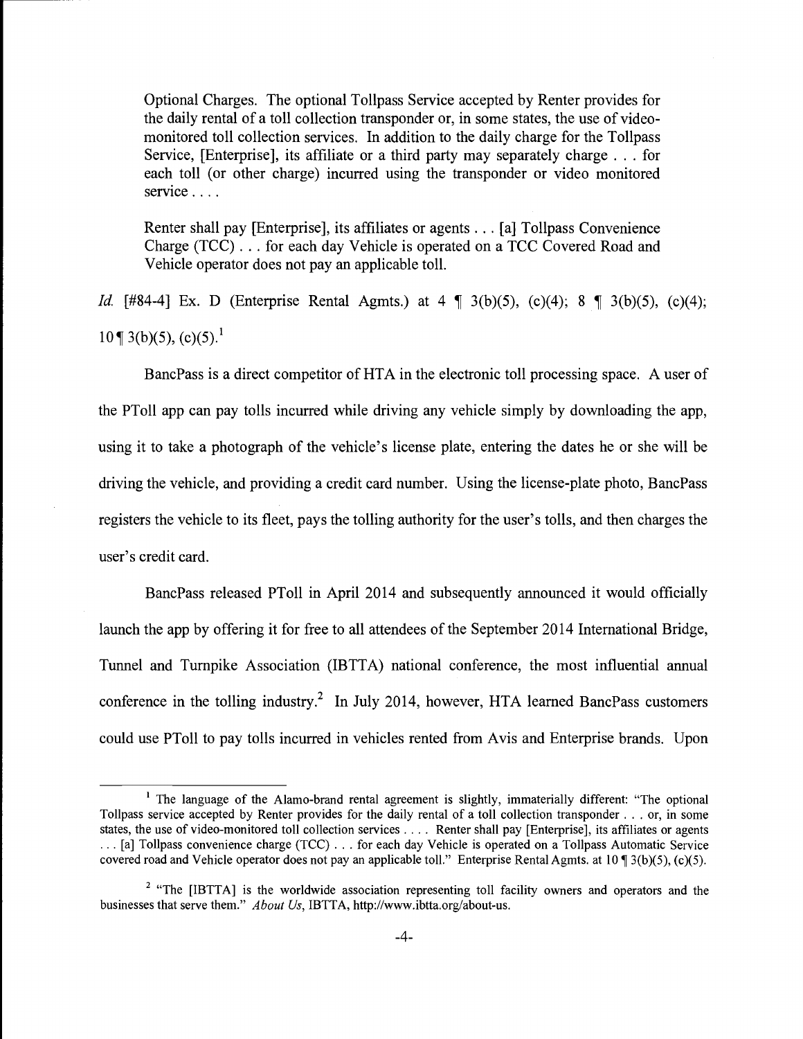> Optional Charges. The optional Tollpass Service accepted by Renter provides for the daily rental of a toll collection transponder or, in some states, the use of video-monitored toll collection services. In addition to the daily charge for the Tollpass Service, [Enterprise], its affiliate or a third party may separately charge . . . for each toll (or other charge) incurred using the transponder or video monitored service . . . .
>
> Renter shall pay [Enterprise], its affiliates or agents . . . [a] Tollpass Convenience Charge (TCC) . . . for each day Vehicle is operated on a TCC Covered Road and Vehicle operator does not pay an applicable toll.

*Id.* [#84-4] Ex. D (Enterprise Rental Agmts.) at 4 ¶ 3(b)(5), (c)(4); 8 ¶ 3(b)(5), (c)(4); 10 ¶ 3(b)(5), (c)(5).[1]

BancPass is a direct competitor of HTA in the electronic toll processing space. A user of the PToll app can pay tolls incurred while driving any vehicle simply by downloading the app, using it to take a photograph of the vehicle's license plate, entering the dates he or she will be driving the vehicle, and providing a credit card number. Using the license-plate photo, BancPass registers the vehicle to its fleet, pays the tolling authority for the user's tolls, and then charges the user's credit card.

BancPass released PToll in April 2014 and subsequently announced it would officially launch the app by offering it for free to all attendees of the September 2014 International Bridge, Tunnel and Turnpike Association (IBTTA) national conference, the most influential annual conference in the tolling industry.[2] In July 2014, however, HTA learned BancPass customers could use PToll to pay tolls incurred in vehicles rented from Avis and Enterprise brands. Upon

---

[1] The language of the Alamo-brand rental agreement is slightly, immaterially different: "The optional Tollpass service accepted by Renter provides for the daily rental of a toll collection transponder . . . or, in some states, the use of video-monitored toll collection services . . . . Renter shall pay [Enterprise], its affiliates or agents . . . [a] Tollpass convenience charge (TCC) . . . for each day Vehicle is operated on a Tollpass Automatic Service covered road and Vehicle operator does not pay an applicable toll." Enterprise Rental Agmts. at 10 ¶ 3(b)(5), (c)(5).

[2] "The [IBTTA] is the worldwide association representing toll facility owners and operators and the businesses that serve them." *About Us*, IBTTA, http://www.ibtta.org/about-us.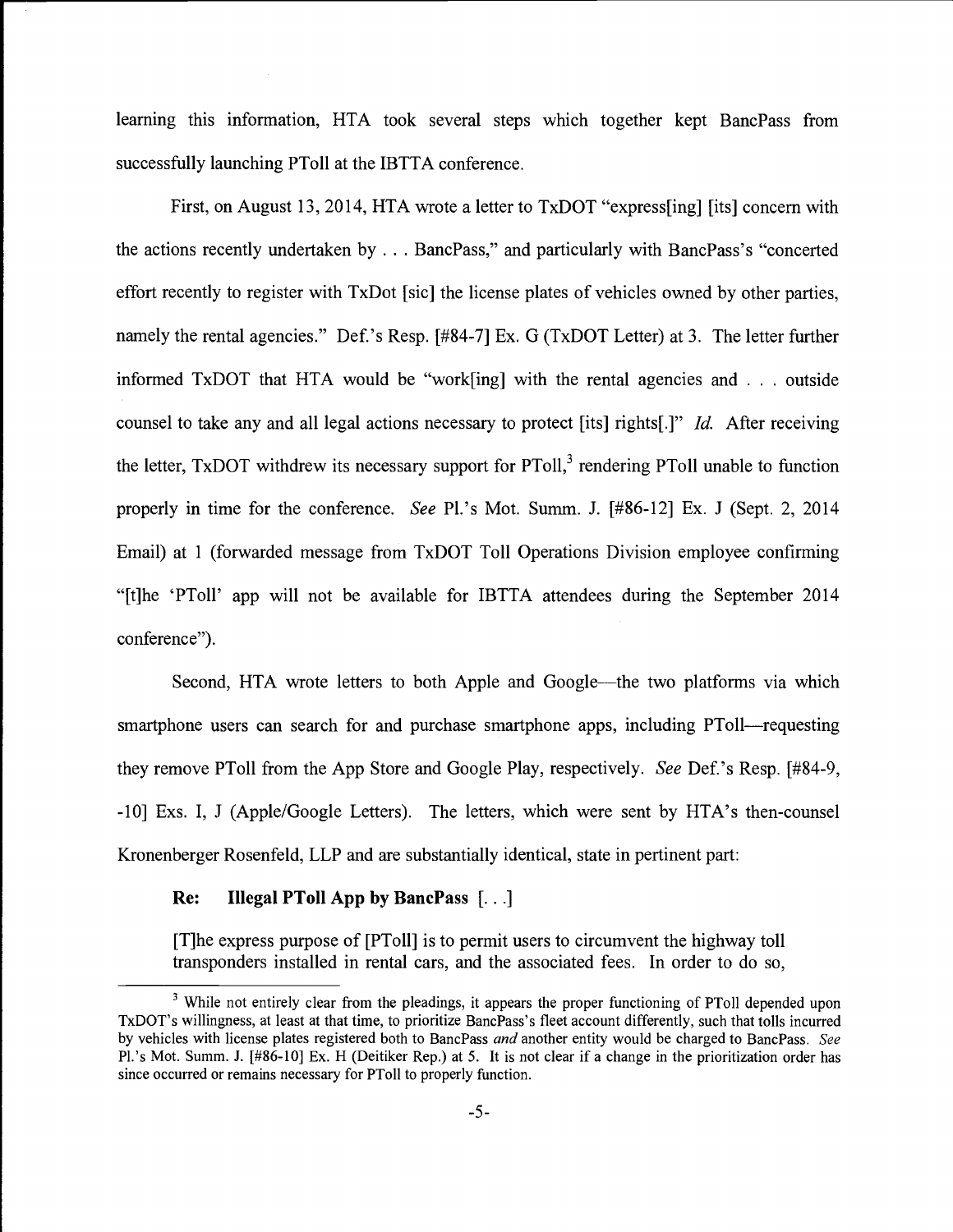learning this information, HTA took several steps which together kept BancPass from successfully launching PToll at the IBTTA conference.

First, on August 13, 2014, HTA wrote a letter to TxDOT "express[ing] [its] concern with the actions recently undertaken by . . . BancPass," and particularly with BancPass's "concerted effort recently to register with TxDot [sic] the license plates of vehicles owned by other parties, namely the rental agencies." Def.'s Resp. [#84-7] Ex. G (TxDOT Letter) at 3. The letter further informed TxDOT that HTA would be "work[ing] with the rental agencies and . . . outside counsel to take any and all legal actions necessary to protect [its] rights[.]" *Id.* After receiving the letter, TxDOT withdrew its necessary support for PToll,[3] rendering PToll unable to function properly in time for the conference. *See* Pl.'s Mot. Summ. J. [#86-12] Ex. J (Sept. 2, 2014 Email) at 1 (forwarded message from TxDOT Toll Operations Division employee confirming "[t]he 'PToll' app will not be available for IBTTA attendees during the September 2014 conference").

Second, HTA wrote letters to both Apple and Google—the two platforms via which smartphone users can search for and purchase smartphone apps, including PToll—requesting they remove PToll from the App Store and Google Play, respectively. *See* Def.'s Resp. [#84-9, -10] Exs. I, J (Apple/Google Letters). The letters, which were sent by HTA's then-counsel Kronenberger Rosenfeld, LLP and are substantially identical, state in pertinent part:

> **Re: Illegal PToll App by BancPass** [. . .]
>
> [T]he express purpose of [PToll] is to permit users to circumvent the highway toll transponders installed in rental cars, and the associated fees. In order to do so,

---

[3] While not entirely clear from the pleadings, it appears the proper functioning of PToll depended upon TxDOT's willingness, at least at that time, to prioritize BancPass's fleet account differently, such that tolls incurred by vehicles with license plates registered both to BancPass *and* another entity would be charged to BancPass. *See* Pl.'s Mot. Summ. J. [#86-10] Ex. H (Deitiker Rep.) at 5. It is not clear if a change in the prioritization order has since occurred or remains necessary for PToll to properly function.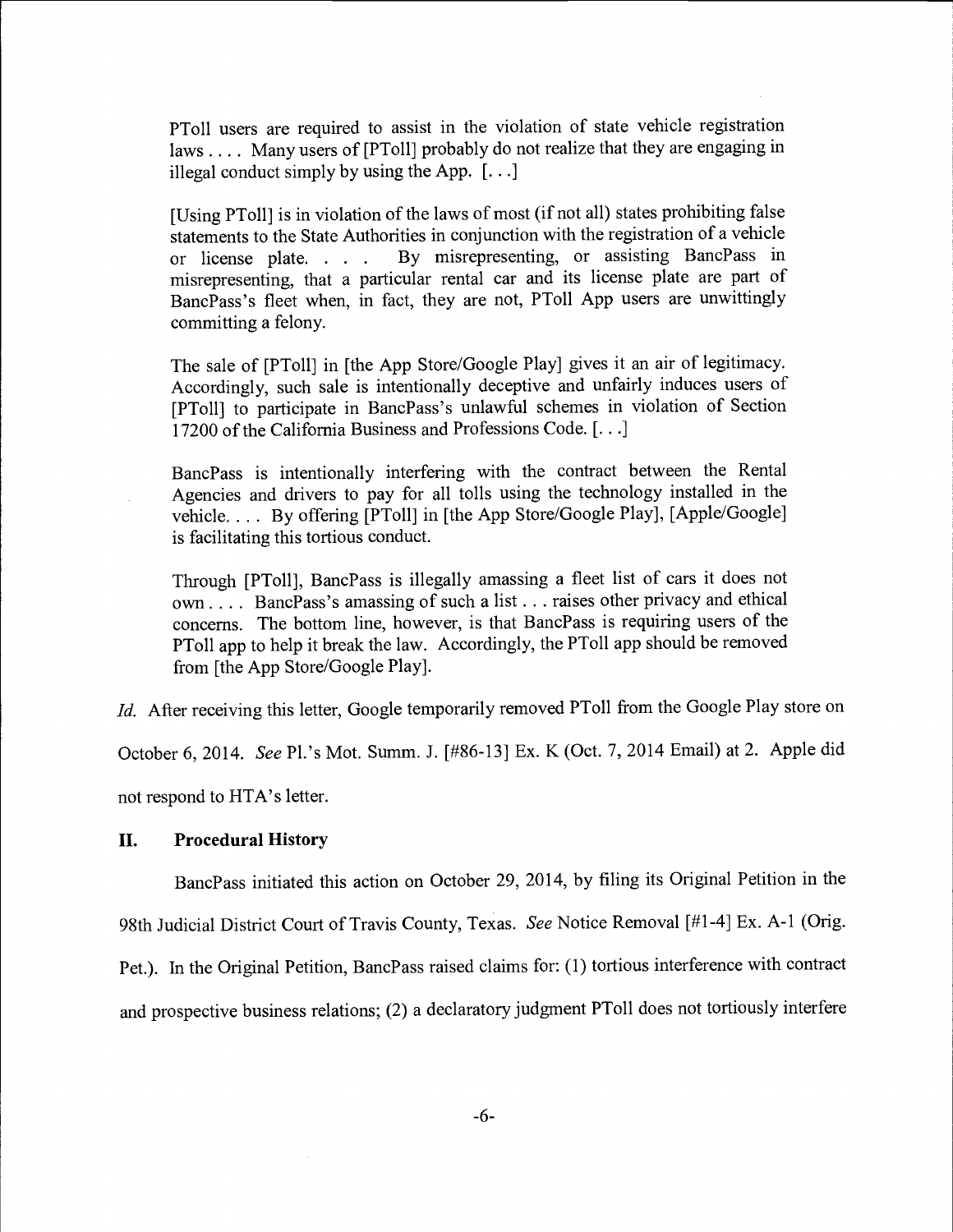> PToll users are required to assist in the violation of state vehicle registration laws . . . . Many users of [PToll] probably do not realize that they are engaging in illegal conduct simply by using the App. [. . .]
>
> [Using PToll] is in violation of the laws of most (if not all) states prohibiting false statements to the State Authorities in conjunction with the registration of a vehicle or license plate. . . . By misrepresenting, or assisting BancPass in misrepresenting, that a particular rental car and its license plate are part of BancPass's fleet when, in fact, they are not, PToll App users are unwittingly committing a felony.
>
> The sale of [PToll] in [the App Store/Google Play] gives it an air of legitimacy. Accordingly, such sale is intentionally deceptive and unfairly induces users of [PToll] to participate in BancPass's unlawful schemes in violation of Section 17200 of the California Business and Professions Code. [. . .]
>
> BancPass is intentionally interfering with the contract between the Rental Agencies and drivers to pay for all tolls using the technology installed in the vehicle. . . . By offering [PToll] in [the App Store/Google Play], [Apple/Google] is facilitating this tortious conduct.
>
> Through [PToll], BancPass is illegally amassing a fleet list of cars it does not own . . . . BancPass's amassing of such a list . . . raises other privacy and ethical concerns. The bottom line, however, is that BancPass is requiring users of the PToll app to help it break the law. Accordingly, the PToll app should be removed from [the App Store/Google Play].

*Id.* After receiving this letter, Google temporarily removed PToll from the Google Play store on October 6, 2014. *See* Pl.'s Mot. Summ. J. [#86-13] Ex. K (Oct. 7, 2014 Email) at 2. Apple did not respond to HTA's letter.

## II. Procedural History

BancPass initiated this action on October 29, 2014, by filing its Original Petition in the 98th Judicial District Court of Travis County, Texas. *See* Notice Removal [#1-4] Ex. A-1 (Orig. Pet.). In the Original Petition, BancPass raised claims for: (1) tortious interference with contract and prospective business relations; (2) a declaratory judgment PToll does not tortiously interfere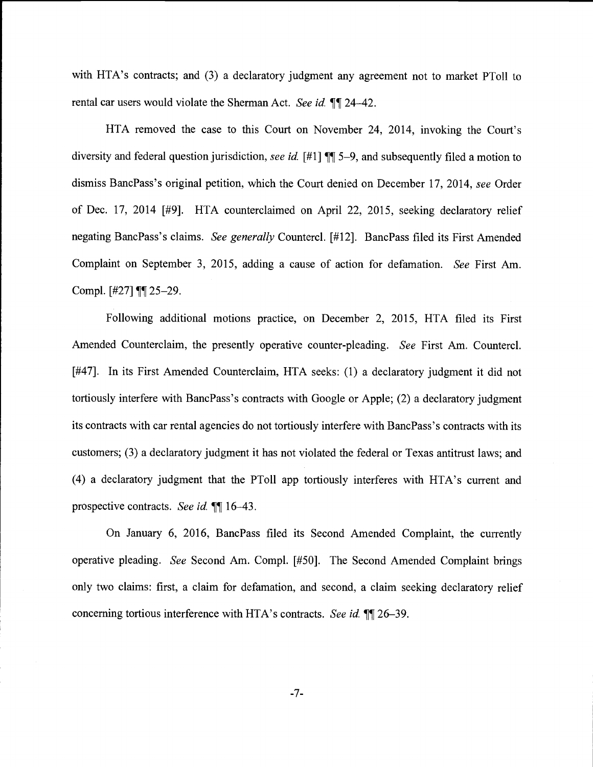with HTA's contracts; and (3) a declaratory judgment any agreement not to market PToll to rental car users would violate the Sherman Act. *See id.* ¶¶ 24–42.

HTA removed the case to this Court on November 24, 2014, invoking the Court's diversity and federal question jurisdiction, *see id.* [#1] ¶¶ 5–9, and subsequently filed a motion to dismiss BancPass's original petition, which the Court denied on December 17, 2014, *see* Order of Dec. 17, 2014 [#9]. HTA counterclaimed on April 22, 2015, seeking declaratory relief negating BancPass's claims. *See generally* Countercl. [#12]. BancPass filed its First Amended Complaint on September 3, 2015, adding a cause of action for defamation. *See* First Am. Compl. [#27] ¶¶ 25–29.

Following additional motions practice, on December 2, 2015, HTA filed its First Amended Counterclaim, the presently operative counter-pleading. *See* First Am. Countercl. [#47]. In its First Amended Counterclaim, HTA seeks: (1) a declaratory judgment it did not tortiously interfere with BancPass's contracts with Google or Apple; (2) a declaratory judgment its contracts with car rental agencies do not tortiously interfere with BancPass's contracts with its customers; (3) a declaratory judgment it has not violated the federal or Texas antitrust laws; and (4) a declaratory judgment that the PToll app tortiously interferes with HTA's current and prospective contracts. *See id.* ¶¶ 16–43.

On January 6, 2016, BancPass filed its Second Amended Complaint, the currently operative pleading. *See* Second Am. Compl. [#50]. The Second Amended Complaint brings only two claims: first, a claim for defamation, and second, a claim seeking declaratory relief concerning tortious interference with HTA's contracts. *See id.* ¶¶ 26–39.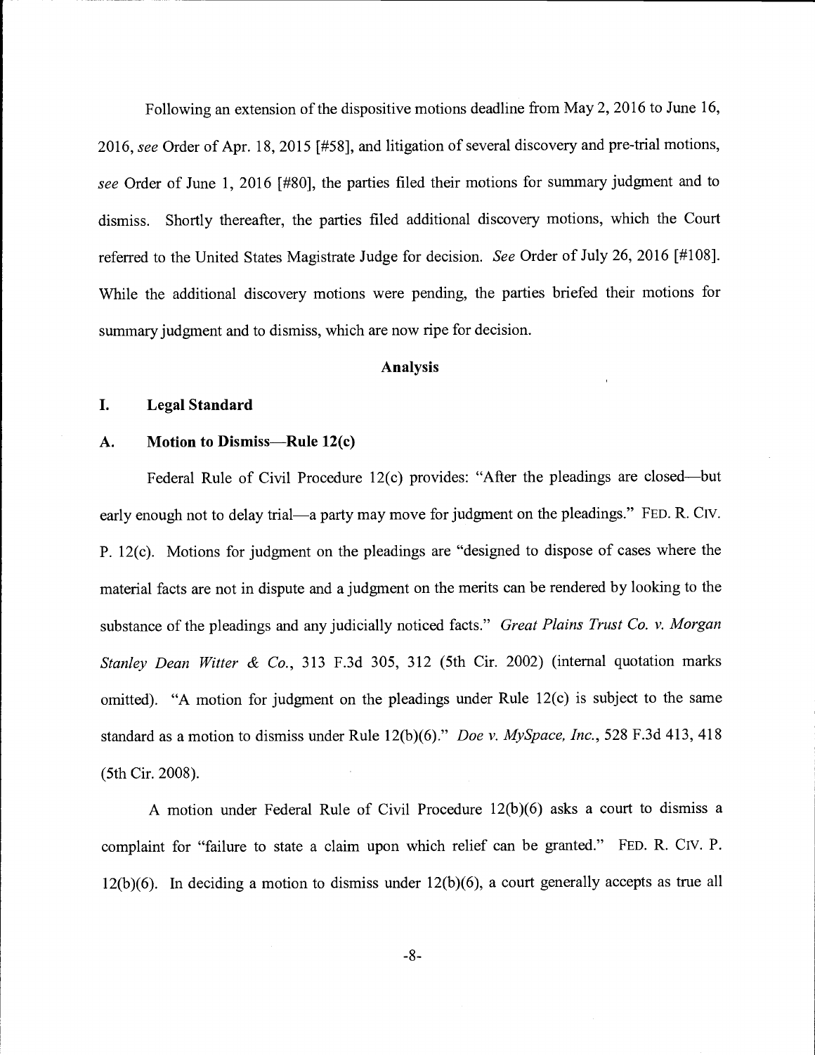Following an extension of the dispositive motions deadline from May 2, 2016 to June 16, 2016, *see* Order of Apr. 18, 2015 [#58], and litigation of several discovery and pre-trial motions, *see* Order of June 1, 2016 [#80], the parties filed their motions for summary judgment and to dismiss. Shortly thereafter, the parties filed additional discovery motions, which the Court referred to the United States Magistrate Judge for decision. *See* Order of July 26, 2016 [#108]. While the additional discovery motions were pending, the parties briefed their motions for summary judgment and to dismiss, which are now ripe for decision.

## Analysis

### I. Legal Standard

### A. Motion to Dismiss—Rule 12(c)

Federal Rule of Civil Procedure 12(c) provides: "After the pleadings are closed—but early enough not to delay trial—a party may move for judgment on the pleadings." FED. R. CIV. P. 12(c). Motions for judgment on the pleadings are "designed to dispose of cases where the material facts are not in dispute and a judgment on the merits can be rendered by looking to the substance of the pleadings and any judicially noticed facts." *Great Plains Trust Co. v. Morgan Stanley Dean Witter & Co.*, 313 F.3d 305, 312 (5th Cir. 2002) (internal quotation marks omitted). "A motion for judgment on the pleadings under Rule 12(c) is subject to the same standard as a motion to dismiss under Rule 12(b)(6)." *Doe v. MySpace, Inc.*, 528 F.3d 413, 418 (5th Cir. 2008).

A motion under Federal Rule of Civil Procedure 12(b)(6) asks a court to dismiss a complaint for "failure to state a claim upon which relief can be granted." FED. R. CIV. P. 12(b)(6). In deciding a motion to dismiss under 12(b)(6), a court generally accepts as true all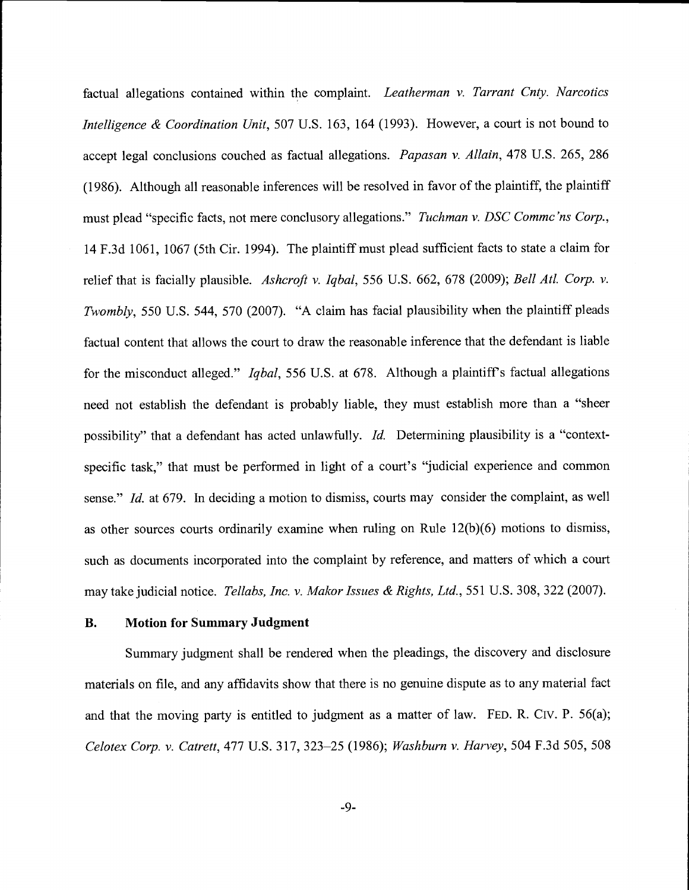factual allegations contained within the complaint. *Leatherman v. Tarrant Cnty. Narcotics Intelligence & Coordination Unit*, 507 U.S. 163, 164 (1993). However, a court is not bound to accept legal conclusions couched as factual allegations. *Papasan v. Allain*, 478 U.S. 265, 286 (1986). Although all reasonable inferences will be resolved in favor of the plaintiff, the plaintiff must plead "specific facts, not mere conclusory allegations." *Tuchman v. DSC Commc'ns Corp.*, 14 F.3d 1061, 1067 (5th Cir. 1994). The plaintiff must plead sufficient facts to state a claim for relief that is facially plausible. *Ashcroft v. Iqbal*, 556 U.S. 662, 678 (2009); *Bell Atl. Corp. v. Twombly*, 550 U.S. 544, 570 (2007). "A claim has facial plausibility when the plaintiff pleads factual content that allows the court to draw the reasonable inference that the defendant is liable for the misconduct alleged." *Iqbal*, 556 U.S. at 678. Although a plaintiff's factual allegations need not establish the defendant is probably liable, they must establish more than a "sheer possibility" that a defendant has acted unlawfully. *Id.* Determining plausibility is a "context-specific task," that must be performed in light of a court's "judicial experience and common sense." *Id.* at 679. In deciding a motion to dismiss, courts may consider the complaint, as well as other sources courts ordinarily examine when ruling on Rule 12(b)(6) motions to dismiss, such as documents incorporated into the complaint by reference, and matters of which a court may take judicial notice. *Tellabs, Inc. v. Makor Issues & Rights, Ltd.*, 551 U.S. 308, 322 (2007).

### B. Motion for Summary Judgment

Summary judgment shall be rendered when the pleadings, the discovery and disclosure materials on file, and any affidavits show that there is no genuine dispute as to any material fact and that the moving party is entitled to judgment as a matter of law. FED. R. CIV. P. 56(a); *Celotex Corp. v. Catrett*, 477 U.S. 317, 323–25 (1986); *Washburn v. Harvey*, 504 F.3d 505, 508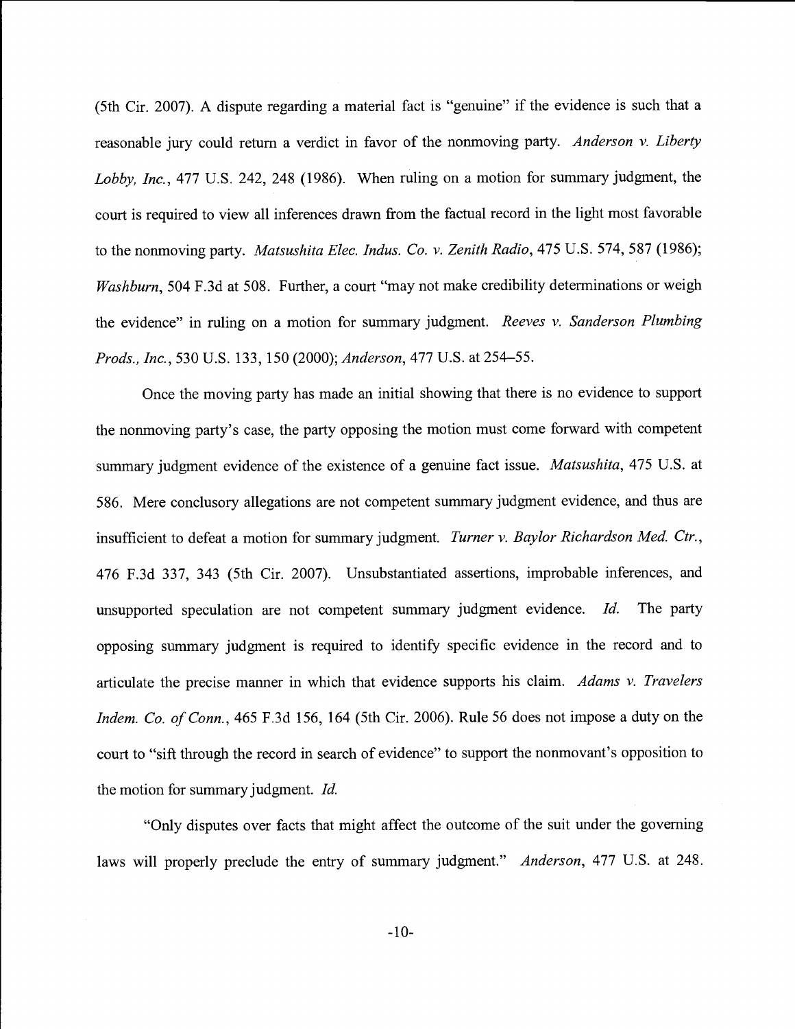(5th Cir. 2007). A dispute regarding a material fact is "genuine" if the evidence is such that a reasonable jury could return a verdict in favor of the nonmoving party. *Anderson v. Liberty Lobby, Inc.*, 477 U.S. 242, 248 (1986). When ruling on a motion for summary judgment, the court is required to view all inferences drawn from the factual record in the light most favorable to the nonmoving party. *Matsushita Elec. Indus. Co. v. Zenith Radio*, 475 U.S. 574, 587 (1986); *Washburn*, 504 F.3d at 508. Further, a court "may not make credibility determinations or weigh the evidence" in ruling on a motion for summary judgment. *Reeves v. Sanderson Plumbing Prods., Inc.*, 530 U.S. 133, 150 (2000); *Anderson*, 477 U.S. at 254–55.

Once the moving party has made an initial showing that there is no evidence to support the nonmoving party's case, the party opposing the motion must come forward with competent summary judgment evidence of the existence of a genuine fact issue. *Matsushita*, 475 U.S. at 586. Mere conclusory allegations are not competent summary judgment evidence, and thus are insufficient to defeat a motion for summary judgment. *Turner v. Baylor Richardson Med. Ctr.*, 476 F.3d 337, 343 (5th Cir. 2007). Unsubstantiated assertions, improbable inferences, and unsupported speculation are not competent summary judgment evidence. *Id.* The party opposing summary judgment is required to identify specific evidence in the record and to articulate the precise manner in which that evidence supports his claim. *Adams v. Travelers Indem. Co. of Conn.*, 465 F.3d 156, 164 (5th Cir. 2006). Rule 56 does not impose a duty on the court to "sift through the record in search of evidence" to support the nonmovant's opposition to the motion for summary judgment. *Id.*

"Only disputes over facts that might affect the outcome of the suit under the governing laws will properly preclude the entry of summary judgment." *Anderson*, 477 U.S. at 248.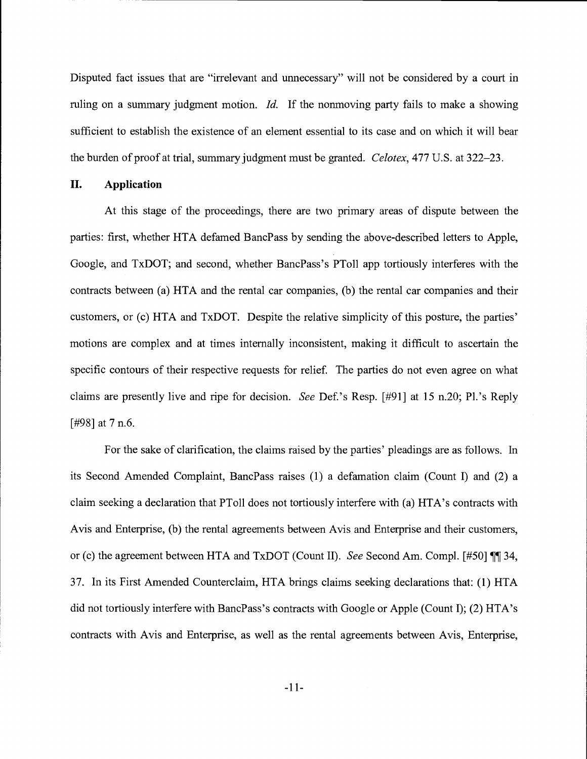Disputed fact issues that are "irrelevant and unnecessary" will not be considered by a court in ruling on a summary judgment motion. *Id.* If the nonmoving party fails to make a showing sufficient to establish the existence of an element essential to its case and on which it will bear the burden of proof at trial, summary judgment must be granted. *Celotex*, 477 U.S. at 322–23.

## II. Application

At this stage of the proceedings, there are two primary areas of dispute between the parties: first, whether HTA defamed BancPass by sending the above-described letters to Apple, Google, and TxDOT; and second, whether BancPass's PToll app tortiously interferes with the contracts between (a) HTA and the rental car companies, (b) the rental car companies and their customers, or (c) HTA and TxDOT. Despite the relative simplicity of this posture, the parties' motions are complex and at times internally inconsistent, making it difficult to ascertain the specific contours of their respective requests for relief. The parties do not even agree on what claims are presently live and ripe for decision. *See* Def.'s Resp. [#91] at 15 n.20; Pl.'s Reply [#98] at 7 n.6.

For the sake of clarification, the claims raised by the parties' pleadings are as follows. In its Second Amended Complaint, BancPass raises (1) a defamation claim (Count I) and (2) a claim seeking a declaration that PToll does not tortiously interfere with (a) HTA's contracts with Avis and Enterprise, (b) the rental agreements between Avis and Enterprise and their customers, or (c) the agreement between HTA and TxDOT (Count II). *See* Second Am. Compl. [#50] ¶¶ 34, 37. In its First Amended Counterclaim, HTA brings claims seeking declarations that: (1) HTA did not tortiously interfere with BancPass's contracts with Google or Apple (Count I); (2) HTA's contracts with Avis and Enterprise, as well as the rental agreements between Avis, Enterprise,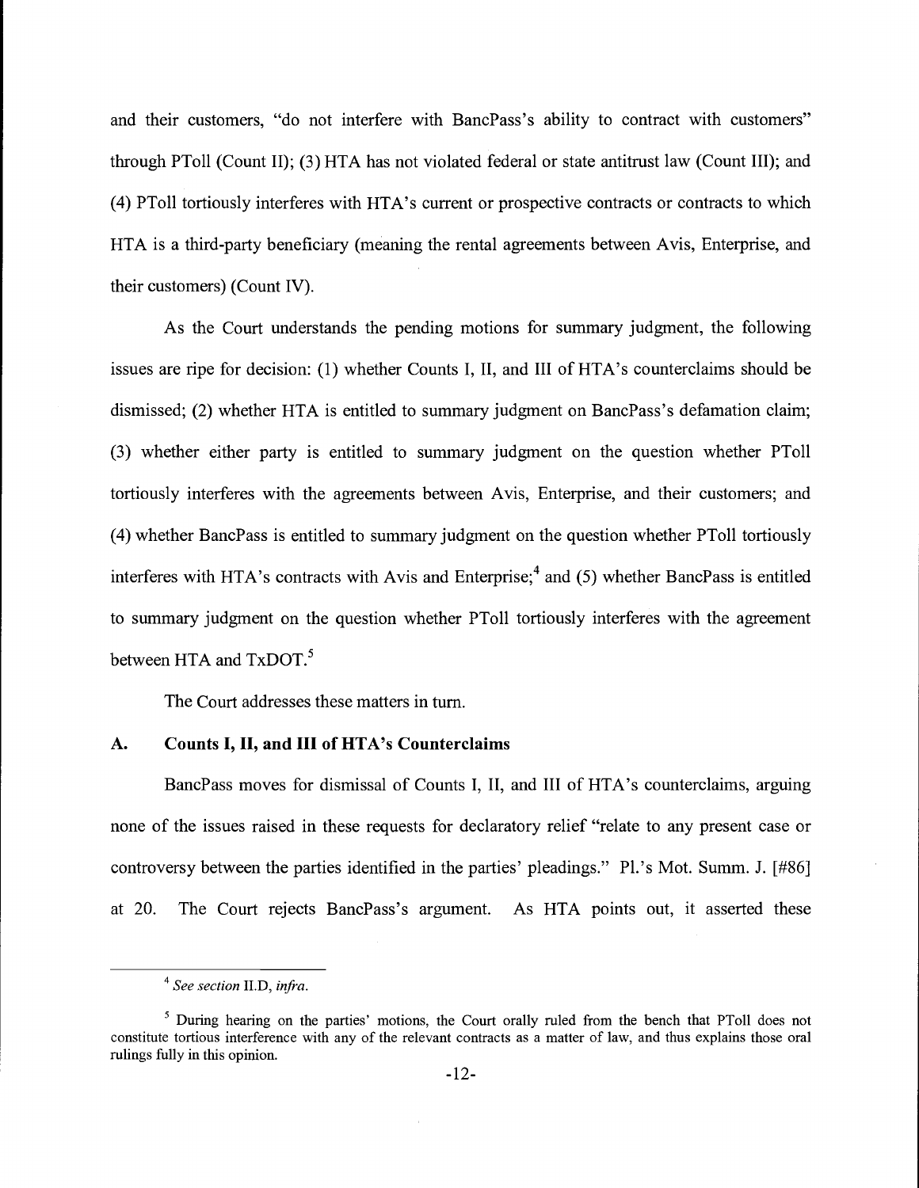and their customers, "do not interfere with BancPass's ability to contract with customers" through PToll (Count II); (3) HTA has not violated federal or state antitrust law (Count III); and (4) PToll tortiously interferes with HTA's current or prospective contracts or contracts to which HTA is a third-party beneficiary (meaning the rental agreements between Avis, Enterprise, and their customers) (Count IV).

As the Court understands the pending motions for summary judgment, the following issues are ripe for decision: (1) whether Counts I, II, and III of HTA's counterclaims should be dismissed; (2) whether HTA is entitled to summary judgment on BancPass's defamation claim; (3) whether either party is entitled to summary judgment on the question whether PToll tortiously interferes with the agreements between Avis, Enterprise, and their customers; and (4) whether BancPass is entitled to summary judgment on the question whether PToll tortiously interferes with HTA's contracts with Avis and Enterprise;[4] and (5) whether BancPass is entitled to summary judgment on the question whether PToll tortiously interferes with the agreement between HTA and TxDOT.[5]

The Court addresses these matters in turn.

## A. Counts I, II, and III of HTA's Counterclaims

BancPass moves for dismissal of Counts I, II, and III of HTA's counterclaims, arguing none of the issues raised in these requests for declaratory relief "relate to any present case or controversy between the parties identified in the parties' pleadings." Pl.'s Mot. Summ. J. [#86] at 20. The Court rejects BancPass's argument. As HTA points out, it asserted these

[4] *See section* II.D, *infra*.

[5] During hearing on the parties' motions, the Court orally ruled from the bench that PToll does not constitute tortious interference with any of the relevant contracts as a matter of law, and thus explains those oral rulings fully in this opinion.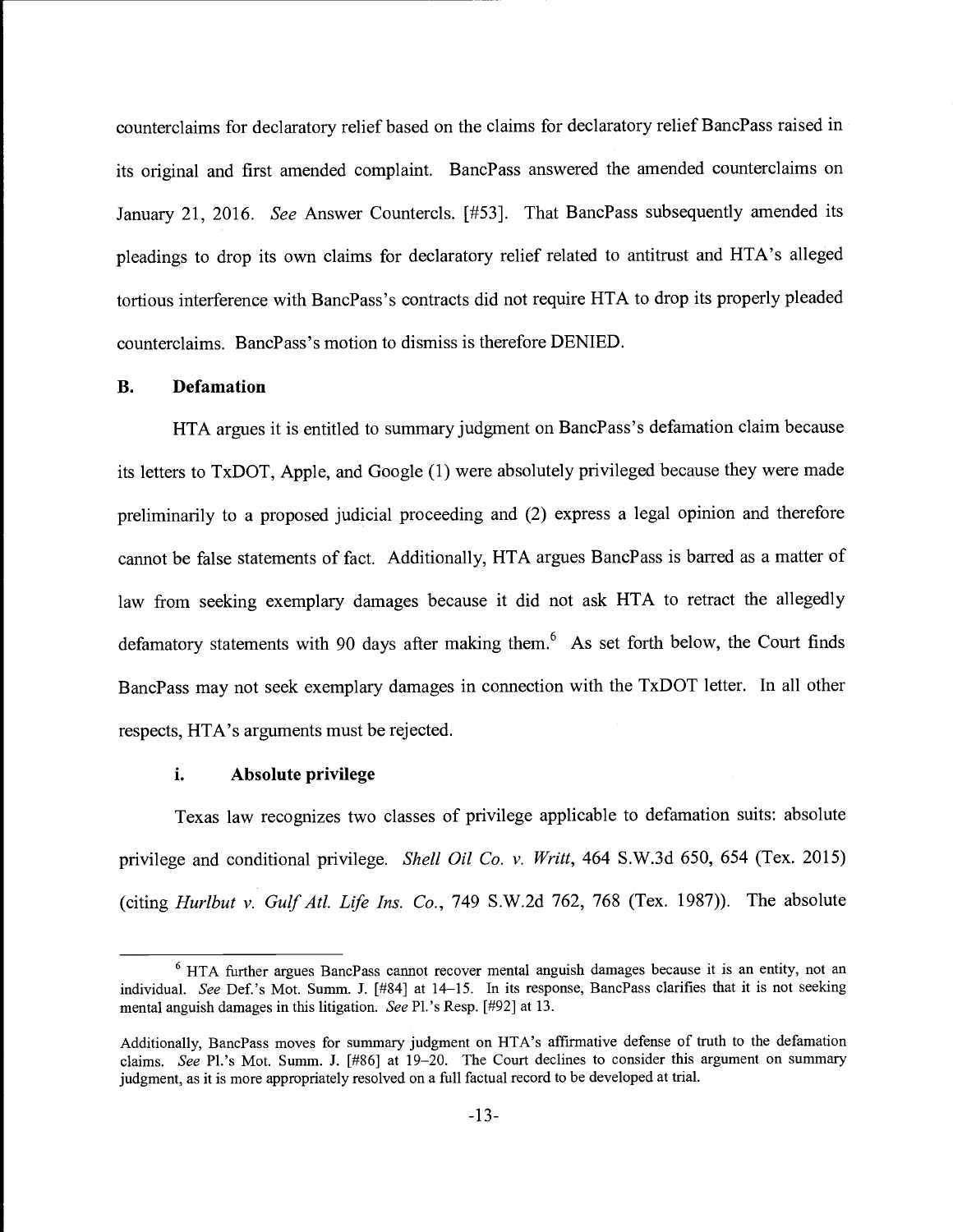counterclaims for declaratory relief based on the claims for declaratory relief BancPass raised in its original and first amended complaint. BancPass answered the amended counterclaims on January 21, 2016. *See* Answer Countercls. [#53]. That BancPass subsequently amended its pleadings to drop its own claims for declaratory relief related to antitrust and HTA's alleged tortious interference with BancPass's contracts did not require HTA to drop its properly pleaded counterclaims. BancPass's motion to dismiss is therefore DENIED.

### B. Defamation

HTA argues it is entitled to summary judgment on BancPass's defamation claim because its letters to TxDOT, Apple, and Google (1) were absolutely privileged because they were made preliminarily to a proposed judicial proceeding and (2) express a legal opinion and therefore cannot be false statements of fact. Additionally, HTA argues BancPass is barred as a matter of law from seeking exemplary damages because it did not ask HTA to retract the allegedly defamatory statements with 90 days after making them.[6] As set forth below, the Court finds BancPass may not seek exemplary damages in connection with the TxDOT letter. In all other respects, HTA's arguments must be rejected.

#### i. Absolute privilege

Texas law recognizes two classes of privilege applicable to defamation suits: absolute privilege and conditional privilege. *Shell Oil Co. v. Writt*, 464 S.W.3d 650, 654 (Tex. 2015) (citing *Hurlbut v. Gulf Atl. Life Ins. Co.*, 749 S.W.2d 762, 768 (Tex. 1987)). The absolute

---

[6] HTA further argues BancPass cannot recover mental anguish damages because it is an entity, not an individual. *See* Def.'s Mot. Summ. J. [#84] at 14–15. In its response, BancPass clarifies that it is not seeking mental anguish damages in this litigation. *See* Pl.'s Resp. [#92] at 13.

Additionally, BancPass moves for summary judgment on HTA's affirmative defense of truth to the defamation claims. *See* Pl.'s Mot. Summ. J. [#86] at 19–20. The Court declines to consider this argument on summary judgment, as it is more appropriately resolved on a full factual record to be developed at trial.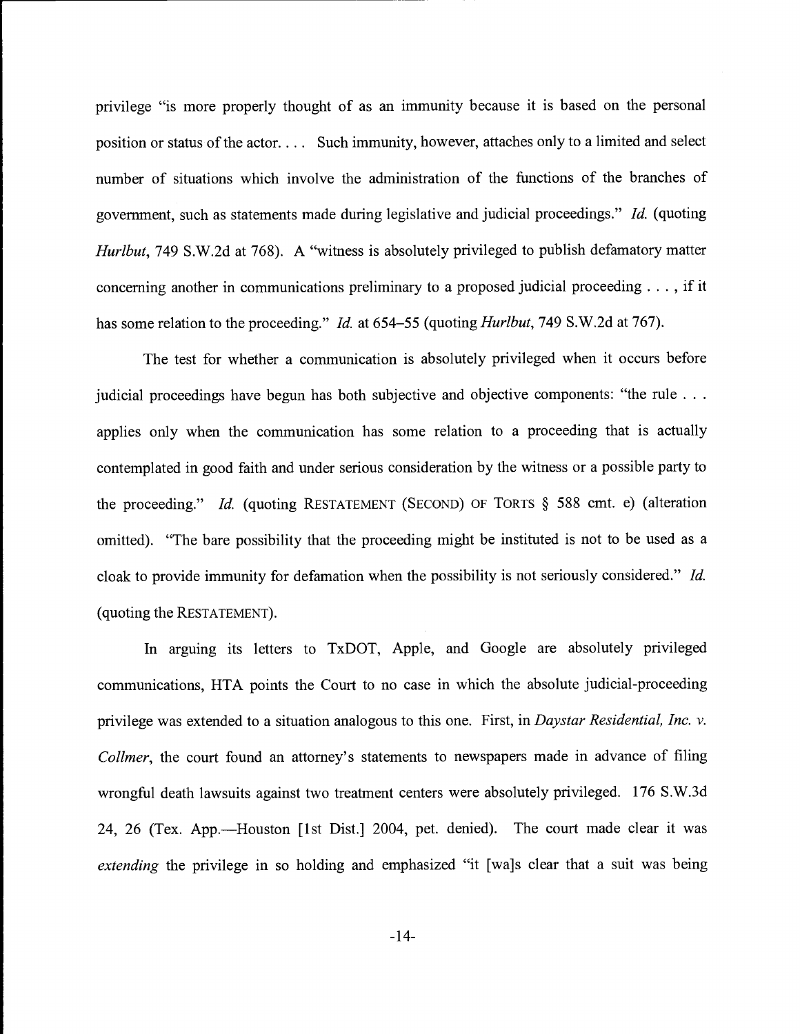privilege "is more properly thought of as an immunity because it is based on the personal position or status of the actor. . . . Such immunity, however, attaches only to a limited and select number of situations which involve the administration of the functions of the branches of government, such as statements made during legislative and judicial proceedings." *Id.* (quoting *Hurlbut*, 749 S.W.2d at 768). A "witness is absolutely privileged to publish defamatory matter concerning another in communications preliminary to a proposed judicial proceeding . . . , if it has some relation to the proceeding." *Id.* at 654–55 (quoting *Hurlbut*, 749 S.W.2d at 767).

The test for whether a communication is absolutely privileged when it occurs before judicial proceedings have begun has both subjective and objective components: "the rule . . . applies only when the communication has some relation to a proceeding that is actually contemplated in good faith and under serious consideration by the witness or a possible party to the proceeding." *Id.* (quoting RESTATEMENT (SECOND) OF TORTS § 588 cmt. e) (alteration omitted). "The bare possibility that the proceeding might be instituted is not to be used as a cloak to provide immunity for defamation when the possibility is not seriously considered." *Id.* (quoting the RESTATEMENT).

In arguing its letters to TxDOT, Apple, and Google are absolutely privileged communications, HTA points the Court to no case in which the absolute judicial-proceeding privilege was extended to a situation analogous to this one. First, in *Daystar Residential, Inc. v. Collmer*, the court found an attorney's statements to newspapers made in advance of filing wrongful death lawsuits against two treatment centers were absolutely privileged. 176 S.W.3d 24, 26 (Tex. App.—Houston [1st Dist.] 2004, pet. denied). The court made clear it was *extending* the privilege in so holding and emphasized "it [wa]s clear that a suit was being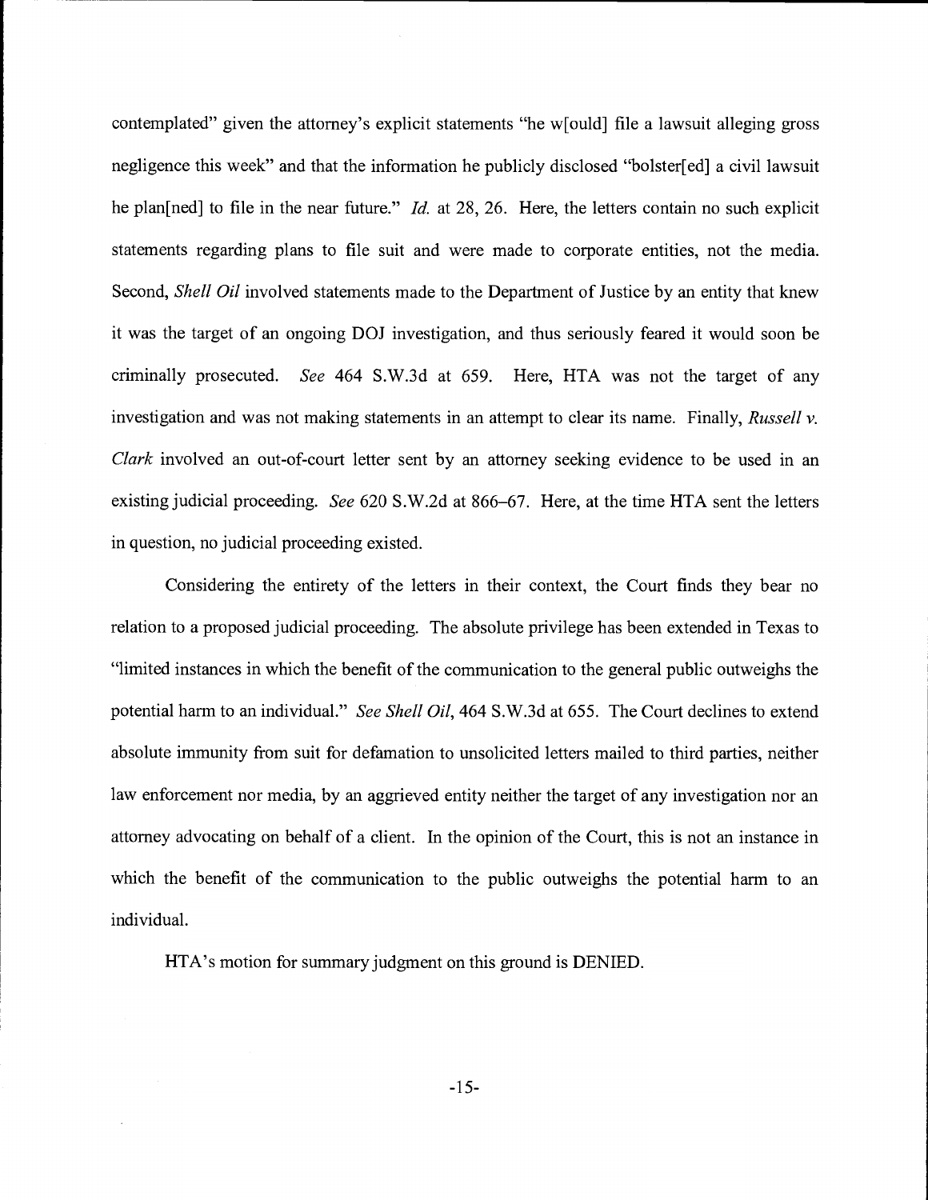contemplated" given the attorney's explicit statements "he w[ould] file a lawsuit alleging gross negligence this week" and that the information he publicly disclosed "bolster[ed] a civil lawsuit he plan[ned] to file in the near future." *Id.* at 28, 26. Here, the letters contain no such explicit statements regarding plans to file suit and were made to corporate entities, not the media. Second, *Shell Oil* involved statements made to the Department of Justice by an entity that knew it was the target of an ongoing DOJ investigation, and thus seriously feared it would soon be criminally prosecuted. *See* 464 S.W.3d at 659. Here, HTA was not the target of any investigation and was not making statements in an attempt to clear its name. Finally, *Russell v. Clark* involved an out-of-court letter sent by an attorney seeking evidence to be used in an existing judicial proceeding. *See* 620 S.W.2d at 866–67. Here, at the time HTA sent the letters in question, no judicial proceeding existed.

Considering the entirety of the letters in their context, the Court finds they bear no relation to a proposed judicial proceeding. The absolute privilege has been extended in Texas to "limited instances in which the benefit of the communication to the general public outweighs the potential harm to an individual." *See Shell Oil*, 464 S.W.3d at 655. The Court declines to extend absolute immunity from suit for defamation to unsolicited letters mailed to third parties, neither law enforcement nor media, by an aggrieved entity neither the target of any investigation nor an attorney advocating on behalf of a client. In the opinion of the Court, this is not an instance in which the benefit of the communication to the public outweighs the potential harm to an individual.

HTA's motion for summary judgment on this ground is DENIED.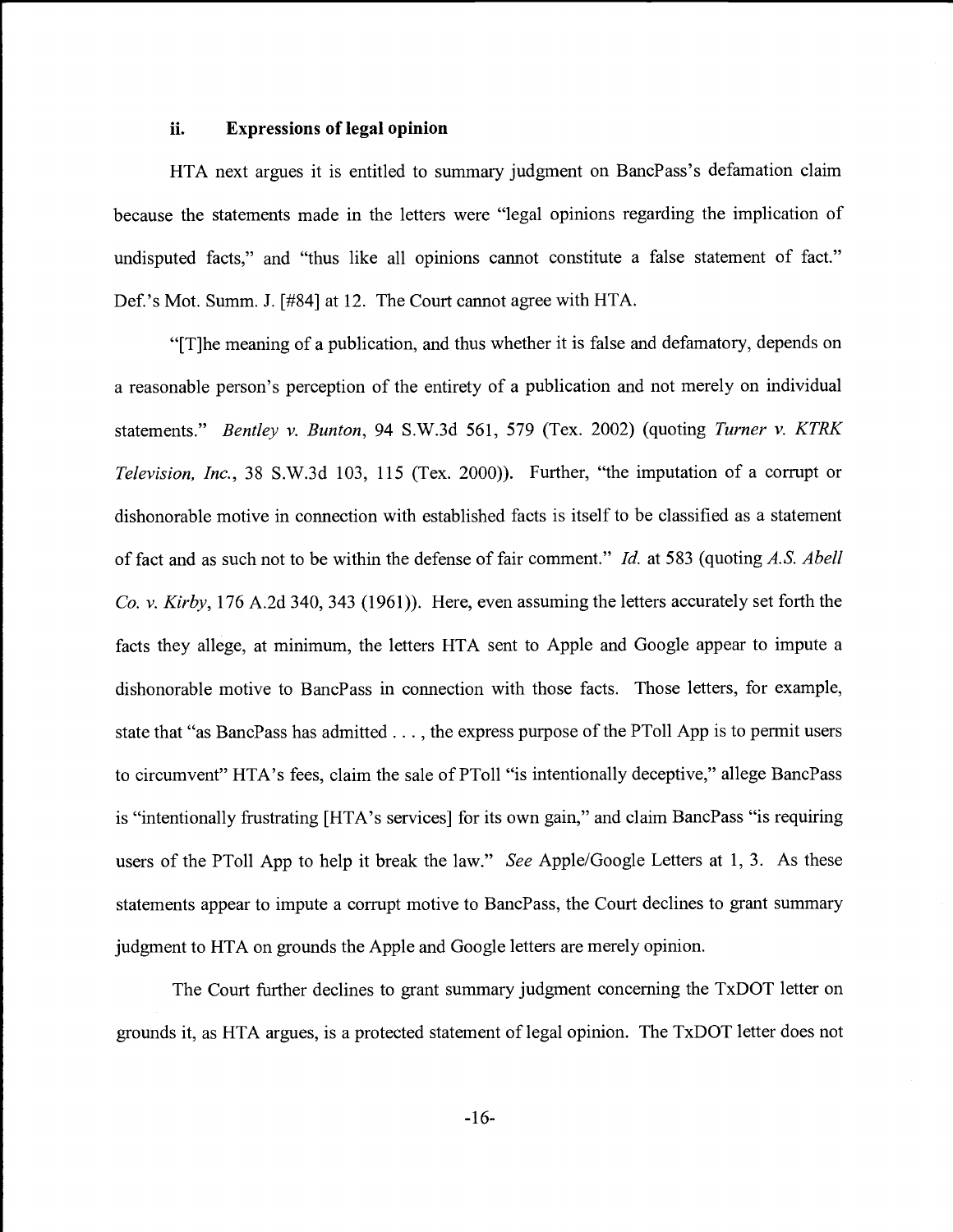### ii. Expressions of legal opinion

HTA next argues it is entitled to summary judgment on BancPass's defamation claim because the statements made in the letters were "legal opinions regarding the implication of undisputed facts," and "thus like all opinions cannot constitute a false statement of fact." Def.'s Mot. Summ. J. [#84] at 12. The Court cannot agree with HTA.

"[T]he meaning of a publication, and thus whether it is false and defamatory, depends on a reasonable person's perception of the entirety of a publication and not merely on individual statements." *Bentley v. Bunton*, 94 S.W.3d 561, 579 (Tex. 2002) (quoting *Turner v. KTRK Television, Inc.*, 38 S.W.3d 103, 115 (Tex. 2000)). Further, "the imputation of a corrupt or dishonorable motive in connection with established facts is itself to be classified as a statement of fact and as such not to be within the defense of fair comment." *Id.* at 583 (quoting *A.S. Abell Co. v. Kirby*, 176 A.2d 340, 343 (1961)). Here, even assuming the letters accurately set forth the facts they allege, at minimum, the letters HTA sent to Apple and Google appear to impute a dishonorable motive to BancPass in connection with those facts. Those letters, for example, state that "as BancPass has admitted . . . , the express purpose of the PToll App is to permit users to circumvent" HTA's fees, claim the sale of PToll "is intentionally deceptive," allege BancPass is "intentionally frustrating [HTA's services] for its own gain," and claim BancPass "is requiring users of the PToll App to help it break the law." *See* Apple/Google Letters at 1, 3. As these statements appear to impute a corrupt motive to BancPass, the Court declines to grant summary judgment to HTA on grounds the Apple and Google letters are merely opinion.

The Court further declines to grant summary judgment concerning the TxDOT letter on grounds it, as HTA argues, is a protected statement of legal opinion. The TxDOT letter does not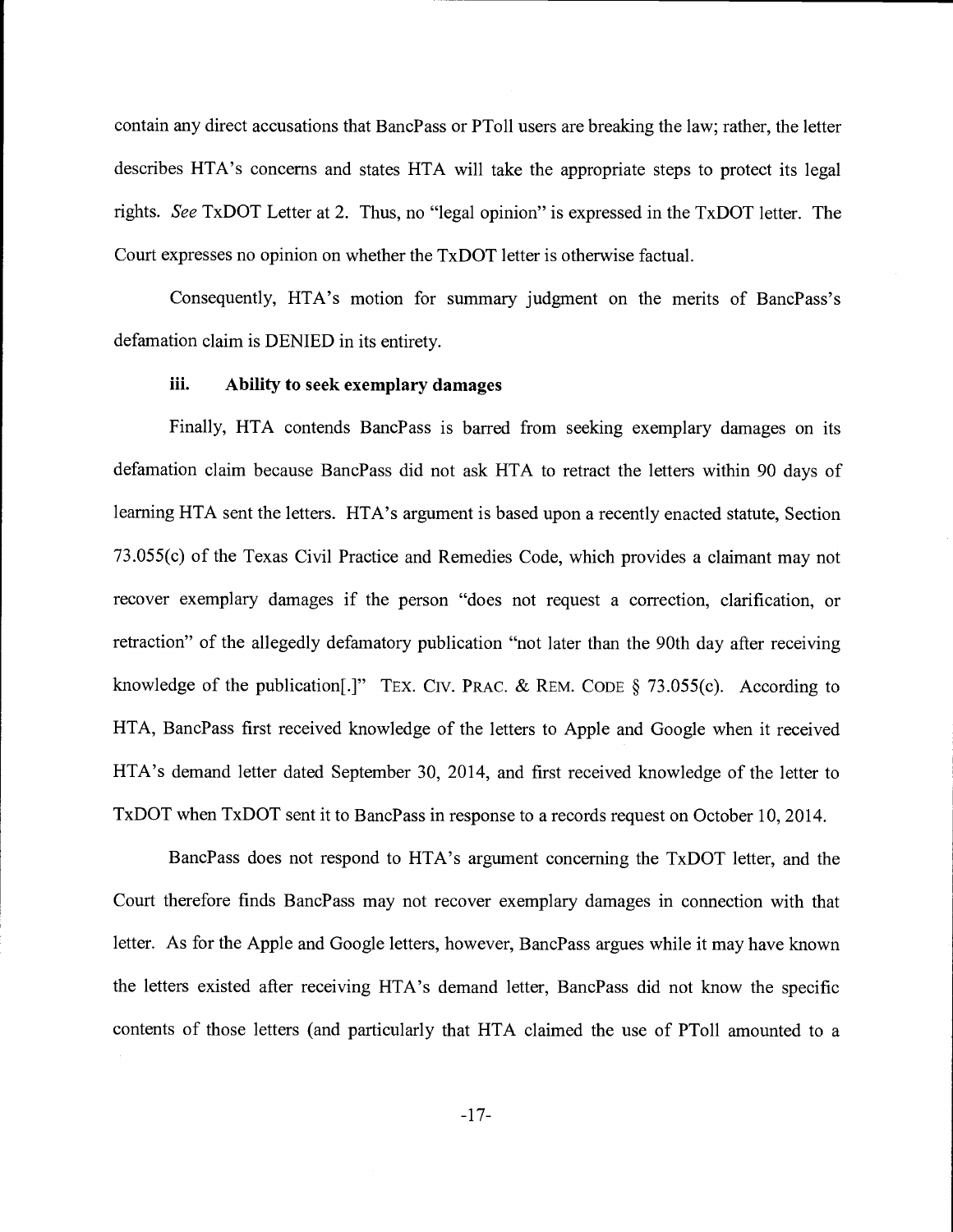contain any direct accusations that BancPass or PToll users are breaking the law; rather, the letter describes HTA's concerns and states HTA will take the appropriate steps to protect its legal rights. *See* TxDOT Letter at 2. Thus, no "legal opinion" is expressed in the TxDOT letter. The Court expresses no opinion on whether the TxDOT letter is otherwise factual.

Consequently, HTA's motion for summary judgment on the merits of BancPass's defamation claim is DENIED in its entirety.

### iii. Ability to seek exemplary damages

Finally, HTA contends BancPass is barred from seeking exemplary damages on its defamation claim because BancPass did not ask HTA to retract the letters within 90 days of learning HTA sent the letters. HTA's argument is based upon a recently enacted statute, Section 73.055(c) of the Texas Civil Practice and Remedies Code, which provides a claimant may not recover exemplary damages if the person "does not request a correction, clarification, or retraction" of the allegedly defamatory publication "not later than the 90th day after receiving knowledge of the publication[.]" TEX. CIV. PRAC. & REM. CODE § 73.055(c). According to HTA, BancPass first received knowledge of the letters to Apple and Google when it received HTA's demand letter dated September 30, 2014, and first received knowledge of the letter to TxDOT when TxDOT sent it to BancPass in response to a records request on October 10, 2014.

BancPass does not respond to HTA's argument concerning the TxDOT letter, and the Court therefore finds BancPass may not recover exemplary damages in connection with that letter. As for the Apple and Google letters, however, BancPass argues while it may have known the letters existed after receiving HTA's demand letter, BancPass did not know the specific contents of those letters (and particularly that HTA claimed the use of PToll amounted to a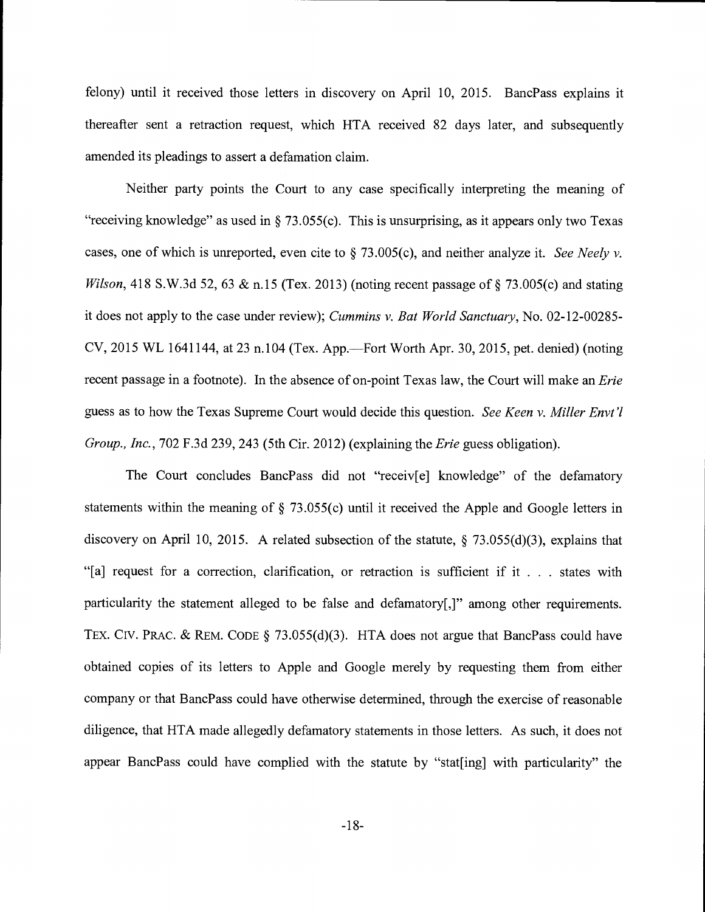felony) until it received those letters in discovery on April 10, 2015. BancPass explains it thereafter sent a retraction request, which HTA received 82 days later, and subsequently amended its pleadings to assert a defamation claim.

Neither party points the Court to any case specifically interpreting the meaning of "receiving knowledge" as used in § 73.055(c). This is unsurprising, as it appears only two Texas cases, one of which is unreported, even cite to § 73.005(c), and neither analyze it. *See Neely v. Wilson*, 418 S.W.3d 52, 63 & n.15 (Tex. 2013) (noting recent passage of § 73.005(c) and stating it does not apply to the case under review); *Cummins v. Bat World Sanctuary*, No. 02-12-00285-CV, 2015 WL 1641144, at 23 n.104 (Tex. App.—Fort Worth Apr. 30, 2015, pet. denied) (noting recent passage in a footnote). In the absence of on-point Texas law, the Court will make an *Erie* guess as to how the Texas Supreme Court would decide this question. *See Keen v. Miller Envt'l Group., Inc.*, 702 F.3d 239, 243 (5th Cir. 2012) (explaining the *Erie* guess obligation).

The Court concludes BancPass did not "receiv[e] knowledge" of the defamatory statements within the meaning of § 73.055(c) until it received the Apple and Google letters in discovery on April 10, 2015. A related subsection of the statute, § 73.055(d)(3), explains that "[a] request for a correction, clarification, or retraction is sufficient if it . . . states with particularity the statement alleged to be false and defamatory[,]" among other requirements. TEX. CIV. PRAC. & REM. CODE § 73.055(d)(3). HTA does not argue that BancPass could have obtained copies of its letters to Apple and Google merely by requesting them from either company or that BancPass could have otherwise determined, through the exercise of reasonable diligence, that HTA made allegedly defamatory statements in those letters. As such, it does not appear BancPass could have complied with the statute by "stat[ing] with particularity" the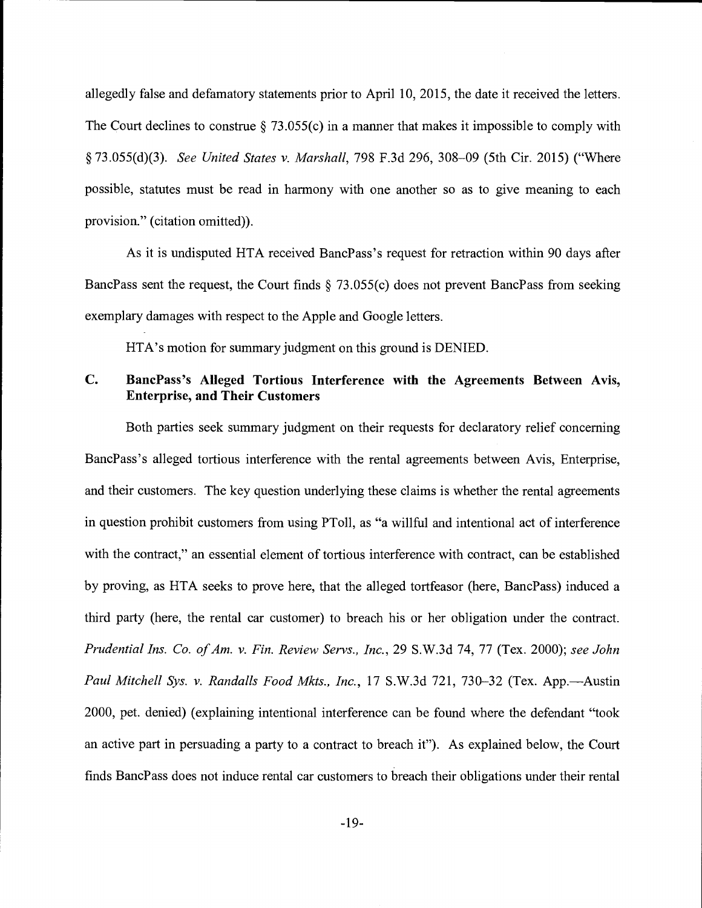allegedly false and defamatory statements prior to April 10, 2015, the date it received the letters. The Court declines to construe § 73.055(c) in a manner that makes it impossible to comply with § 73.055(d)(3). *See United States v. Marshall*, 798 F.3d 296, 308–09 (5th Cir. 2015) ("Where possible, statutes must be read in harmony with one another so as to give meaning to each provision." (citation omitted)).

As it is undisputed HTA received BancPass's request for retraction within 90 days after BancPass sent the request, the Court finds § 73.055(c) does not prevent BancPass from seeking exemplary damages with respect to the Apple and Google letters.

HTA's motion for summary judgment on this ground is DENIED.

### C. BancPass's Alleged Tortious Interference with the Agreements Between Avis, Enterprise, and Their Customers

Both parties seek summary judgment on their requests for declaratory relief concerning BancPass's alleged tortious interference with the rental agreements between Avis, Enterprise, and their customers. The key question underlying these claims is whether the rental agreements in question prohibit customers from using PToll, as "a willful and intentional act of interference with the contract," an essential element of tortious interference with contract, can be established by proving, as HTA seeks to prove here, that the alleged tortfeasor (here, BancPass) induced a third party (here, the rental car customer) to breach his or her obligation under the contract. *Prudential Ins. Co. of Am. v. Fin. Review Servs., Inc.*, 29 S.W.3d 74, 77 (Tex. 2000); *see John Paul Mitchell Sys. v. Randalls Food Mkts., Inc.*, 17 S.W.3d 721, 730–32 (Tex. App.—Austin 2000, pet. denied) (explaining intentional interference can be found where the defendant "took an active part in persuading a party to a contract to breach it"). As explained below, the Court finds BancPass does not induce rental car customers to breach their obligations under their rental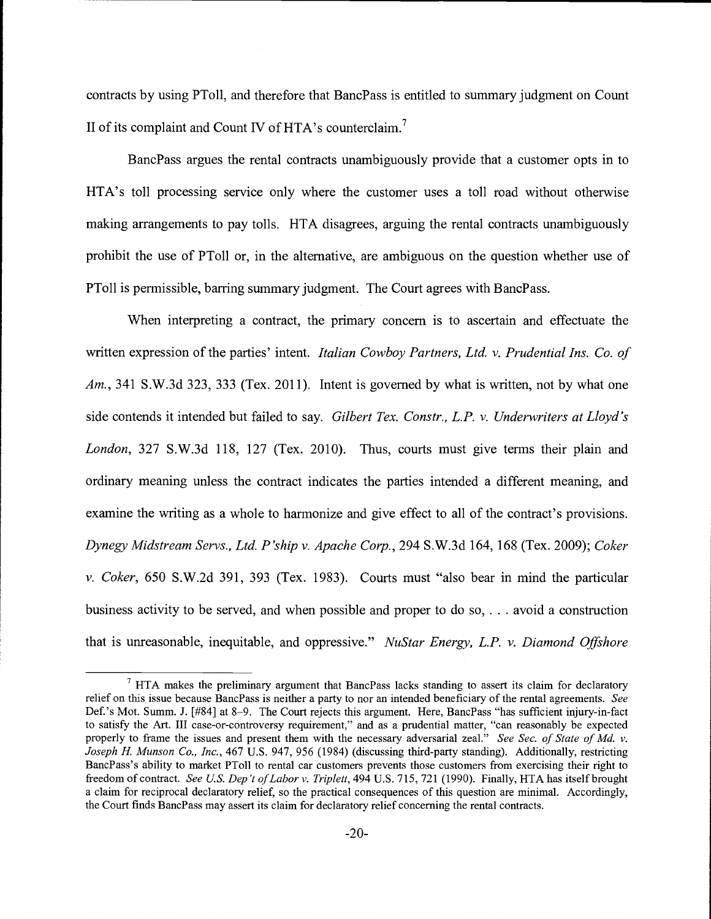contracts by using PToll, and therefore that BancPass is entitled to summary judgment on Count II of its complaint and Count IV of HTA's counterclaim.[7]

BancPass argues the rental contracts unambiguously provide that a customer opts in to HTA's toll processing service only where the customer uses a toll road without otherwise making arrangements to pay tolls. HTA disagrees, arguing the rental contracts unambiguously prohibit the use of PToll or, in the alternative, are ambiguous on the question whether use of PToll is permissible, barring summary judgment. The Court agrees with BancPass.

When interpreting a contract, the primary concern is to ascertain and effectuate the written expression of the parties' intent. *Italian Cowboy Partners, Ltd. v. Prudential Ins. Co. of Am.*, 341 S.W.3d 323, 333 (Tex. 2011). Intent is governed by what is written, not by what one side contends it intended but failed to say. *Gilbert Tex. Constr., L.P. v. Underwriters at Lloyd's London*, 327 S.W.3d 118, 127 (Tex. 2010). Thus, courts must give terms their plain and ordinary meaning unless the contract indicates the parties intended a different meaning, and examine the writing as a whole to harmonize and give effect to all of the contract's provisions. *Dynegy Midstream Servs., Ltd. P'ship v. Apache Corp.*, 294 S.W.3d 164, 168 (Tex. 2009); *Coker v. Coker*, 650 S.W.2d 391, 393 (Tex. 1983). Courts must "also bear in mind the particular business activity to be served, and when possible and proper to do so, . . . avoid a construction that is unreasonable, inequitable, and oppressive." *NuStar Energy, L.P. v. Diamond Offshore*

---

[7] HTA makes the preliminary argument that BancPass lacks standing to assert its claim for declaratory relief on this issue because BancPass is neither a party to nor an intended beneficiary of the rental agreements. *See* Def.'s Mot. Summ. J. [#84] at 8–9. The Court rejects this argument. Here, BancPass "has sufficient injury-in-fact to satisfy the Art. III case-or-controversy requirement," and as a prudential matter, "can reasonably be expected properly to frame the issues and present them with the necessary adversarial zeal." *See Sec. of State of Md. v. Joseph H. Munson Co., Inc.*, 467 U.S. 947, 956 (1984) (discussing third-party standing). Additionally, restricting BancPass's ability to market PToll to rental car customers prevents those customers from exercising their right to freedom of contract. *See U.S. Dep't of Labor v. Triplett*, 494 U.S. 715, 721 (1990). Finally, HTA has itself brought a claim for reciprocal declaratory relief, so the practical consequences of this question are minimal. Accordingly, the Court finds BancPass may assert its claim for declaratory relief concerning the rental contracts.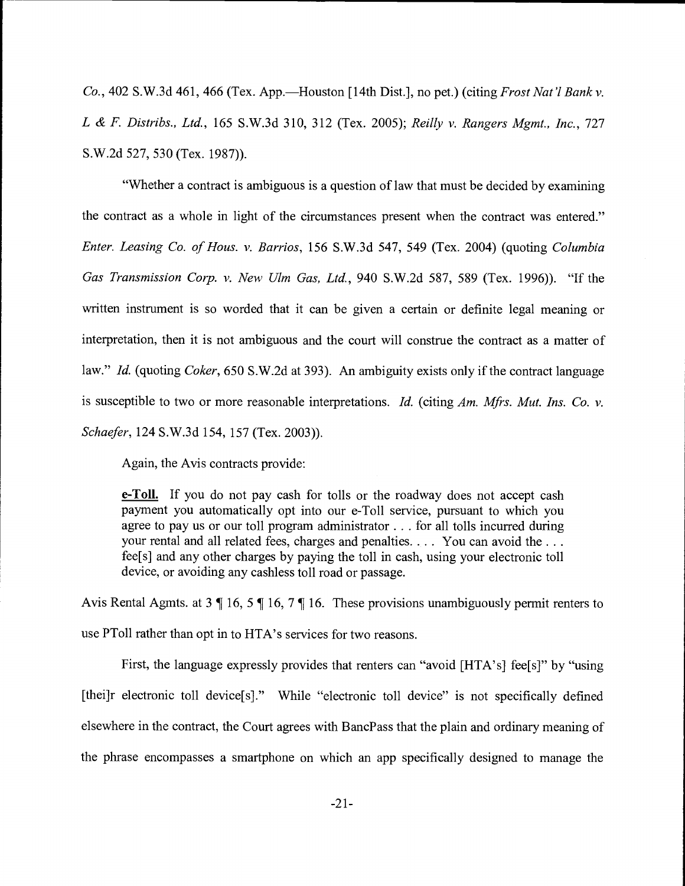*Co.*, 402 S.W.3d 461, 466 (Tex. App.—Houston [14th Dist.], no pet.) (citing *Frost Nat'l Bank v. L & F. Distribs., Ltd.*, 165 S.W.3d 310, 312 (Tex. 2005); *Reilly v. Rangers Mgmt., Inc.*, 727 S.W.2d 527, 530 (Tex. 1987)).

"Whether a contract is ambiguous is a question of law that must be decided by examining the contract as a whole in light of the circumstances present when the contract was entered." *Enter. Leasing Co. of Hous. v. Barrios*, 156 S.W.3d 547, 549 (Tex. 2004) (quoting *Columbia Gas Transmission Corp. v. New Ulm Gas, Ltd.*, 940 S.W.2d 587, 589 (Tex. 1996)). "If the written instrument is so worded that it can be given a certain or definite legal meaning or interpretation, then it is not ambiguous and the court will construe the contract as a matter of law." *Id.* (quoting *Coker*, 650 S.W.2d at 393). An ambiguity exists only if the contract language is susceptible to two or more reasonable interpretations. *Id.* (citing *Am. Mfrs. Mut. Ins. Co. v. Schaefer*, 124 S.W.3d 154, 157 (Tex. 2003)).

Again, the Avis contracts provide:

> **e-Toll.** If you do not pay cash for tolls or the roadway does not accept cash payment you automatically opt into our e-Toll service, pursuant to which you agree to pay us or our toll program administrator . . . for all tolls incurred during your rental and all related fees, charges and penalties. . . . You can avoid the . . . fee[s] and any other charges by paying the toll in cash, using your electronic toll device, or avoiding any cashless toll road or passage.

Avis Rental Agmts. at 3 ¶ 16, 5 ¶ 16, 7 ¶ 16. These provisions unambiguously permit renters to use PToll rather than opt in to HTA's services for two reasons.

First, the language expressly provides that renters can "avoid [HTA's] fee[s]" by "using [thei]r electronic toll device[s]." While "electronic toll device" is not specifically defined elsewhere in the contract, the Court agrees with BancPass that the plain and ordinary meaning of the phrase encompasses a smartphone on which an app specifically designed to manage the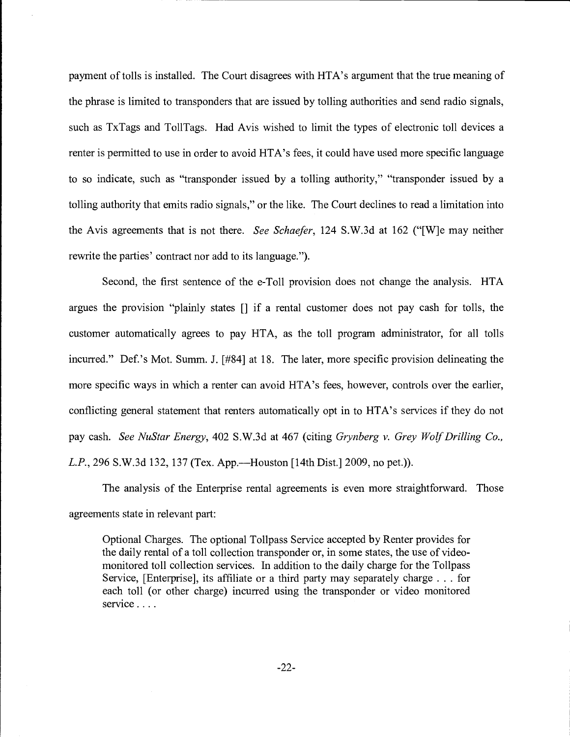payment of tolls is installed. The Court disagrees with HTA's argument that the true meaning of the phrase is limited to transponders that are issued by tolling authorities and send radio signals, such as TxTags and TollTags. Had Avis wished to limit the types of electronic toll devices a renter is permitted to use in order to avoid HTA's fees, it could have used more specific language to so indicate, such as "transponder issued by a tolling authority," "transponder issued by a tolling authority that emits radio signals," or the like. The Court declines to read a limitation into the Avis agreements that is not there. *See Schaefer*, 124 S.W.3d at 162 ("[W]e may neither rewrite the parties' contract nor add to its language.").

Second, the first sentence of the e-Toll provision does not change the analysis. HTA argues the provision "plainly states [] if a rental customer does not pay cash for tolls, the customer automatically agrees to pay HTA, as the toll program administrator, for all tolls incurred." Def.'s Mot. Summ. J. [#84] at 18. The later, more specific provision delineating the more specific ways in which a renter can avoid HTA's fees, however, controls over the earlier, conflicting general statement that renters automatically opt in to HTA's services if they do not pay cash. *See NuStar Energy*, 402 S.W.3d at 467 (citing *Grynberg v. Grey Wolf Drilling Co., L.P.*, 296 S.W.3d 132, 137 (Tex. App.—Houston [14th Dist.] 2009, no pet.)).

The analysis of the Enterprise rental agreements is even more straightforward. Those agreements state in relevant part:

> Optional Charges. The optional Tollpass Service accepted by Renter provides for the daily rental of a toll collection transponder or, in some states, the use of video-monitored toll collection services. In addition to the daily charge for the Tollpass Service, [Enterprise], its affiliate or a third party may separately charge . . . for each toll (or other charge) incurred using the transponder or video monitored service . . . .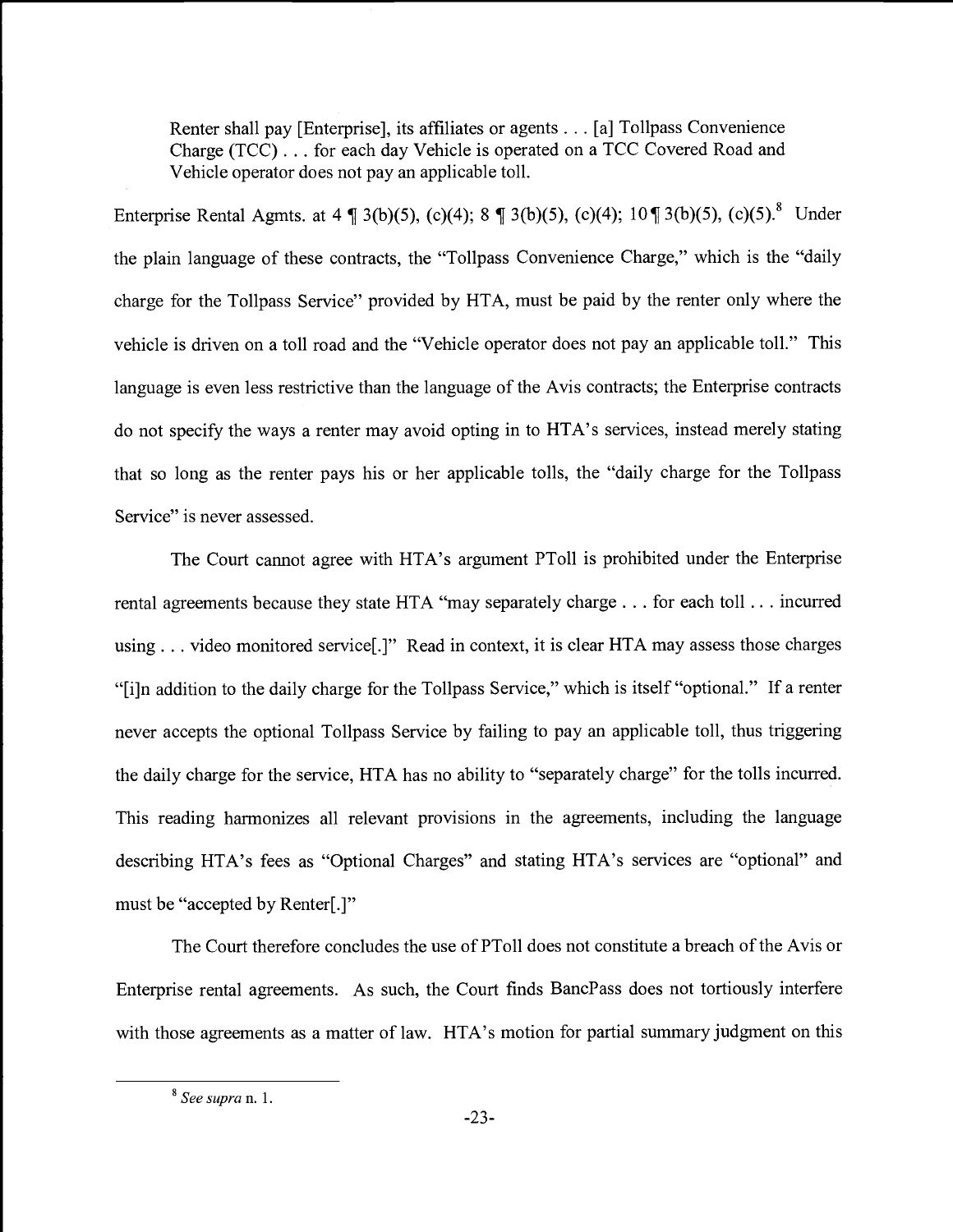> Renter shall pay [Enterprise], its affiliates or agents . . . [a] Tollpass Convenience Charge (TCC) . . . for each day Vehicle is operated on a TCC Covered Road and Vehicle operator does not pay an applicable toll.

Enterprise Rental Agmts. at 4 ¶ 3(b)(5), (c)(4); 8 ¶ 3(b)(5), (c)(4); 10 ¶ 3(b)(5), (c)(5).[8] Under the plain language of these contracts, the "Tollpass Convenience Charge," which is the "daily charge for the Tollpass Service" provided by HTA, must be paid by the renter only where the vehicle is driven on a toll road and the "Vehicle operator does not pay an applicable toll." This language is even less restrictive than the language of the Avis contracts; the Enterprise contracts do not specify the ways a renter may avoid opting in to HTA's services, instead merely stating that so long as the renter pays his or her applicable tolls, the "daily charge for the Tollpass Service" is never assessed.

The Court cannot agree with HTA's argument PToll is prohibited under the Enterprise rental agreements because they state HTA "may separately charge . . . for each toll . . . incurred using . . . video monitored service[.]" Read in context, it is clear HTA may assess those charges "[i]n addition to the daily charge for the Tollpass Service," which is itself "optional." If a renter never accepts the optional Tollpass Service by failing to pay an applicable toll, thus triggering the daily charge for the service, HTA has no ability to "separately charge" for the tolls incurred. This reading harmonizes all relevant provisions in the agreements, including the language describing HTA's fees as "Optional Charges" and stating HTA's services are "optional" and must be "accepted by Renter[.]"

The Court therefore concludes the use of PToll does not constitute a breach of the Avis or Enterprise rental agreements. As such, the Court finds BancPass does not tortiously interfere with those agreements as a matter of law. HTA's motion for partial summary judgment on this

---

[8] *See supra* n. 1.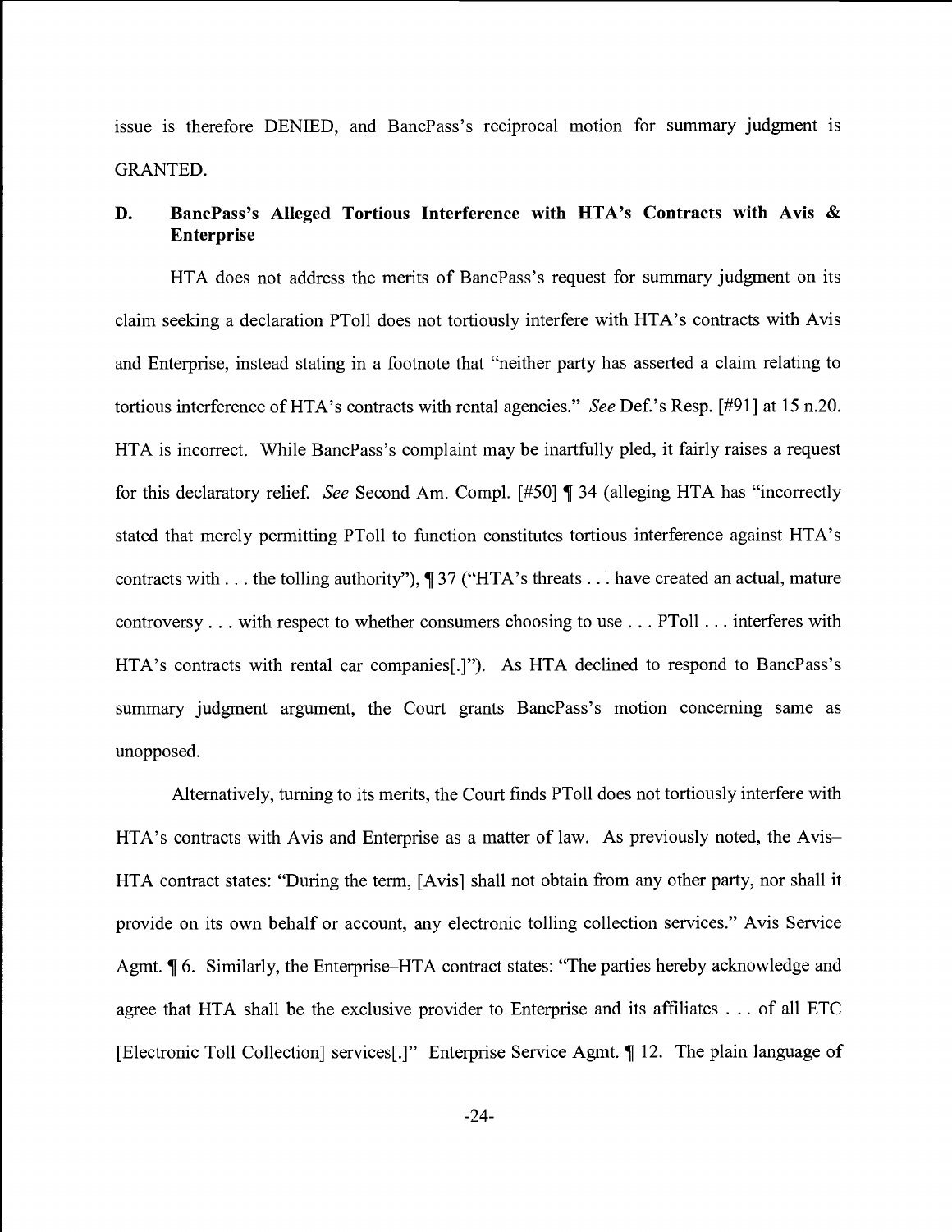issue is therefore DENIED, and BancPass's reciprocal motion for summary judgment is GRANTED.

### D. BancPass's Alleged Tortious Interference with HTA's Contracts with Avis & Enterprise

HTA does not address the merits of BancPass's request for summary judgment on its claim seeking a declaration PToll does not tortiously interfere with HTA's contracts with Avis and Enterprise, instead stating in a footnote that "neither party has asserted a claim relating to tortious interference of HTA's contracts with rental agencies." *See* Def.'s Resp. [#91] at 15 n.20. HTA is incorrect. While BancPass's complaint may be inartfully pled, it fairly raises a request for this declaratory relief. *See* Second Am. Compl. [#50] ¶ 34 (alleging HTA has "incorrectly stated that merely permitting PToll to function constitutes tortious interference against HTA's contracts with . . . the tolling authority"), ¶ 37 ("HTA's threats . . . have created an actual, mature controversy . . . with respect to whether consumers choosing to use . . . PToll . . . interferes with HTA's contracts with rental car companies[.]"). As HTA declined to respond to BancPass's summary judgment argument, the Court grants BancPass's motion concerning same as unopposed.

Alternatively, turning to its merits, the Court finds PToll does not tortiously interfere with HTA's contracts with Avis and Enterprise as a matter of law. As previously noted, the Avis–HTA contract states: "During the term, [Avis] shall not obtain from any other party, nor shall it provide on its own behalf or account, any electronic tolling collection services." Avis Service Agmt. ¶ 6. Similarly, the Enterprise–HTA contract states: "The parties hereby acknowledge and agree that HTA shall be the exclusive provider to Enterprise and its affiliates . . . of all ETC [Electronic Toll Collection] services[.]" Enterprise Service Agmt. ¶ 12. The plain language of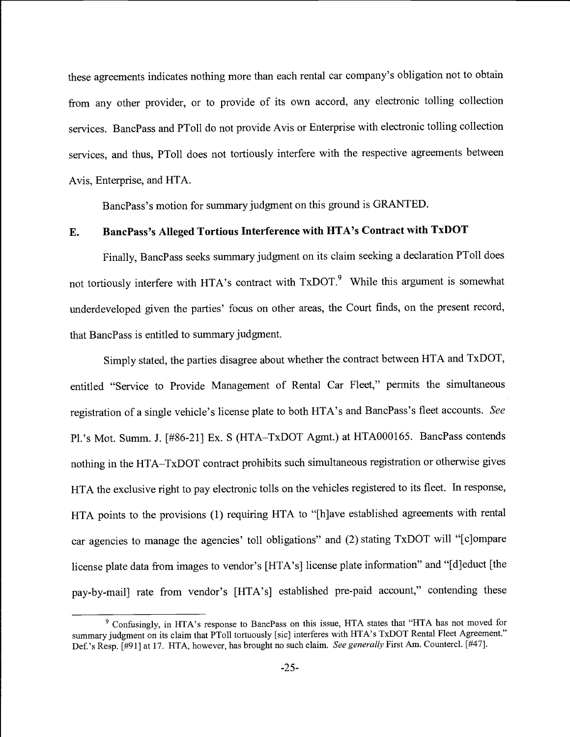these agreements indicates nothing more than each rental car company's obligation not to obtain from any other provider, or to provide of its own accord, any electronic tolling collection services. BancPass and PToll do not provide Avis or Enterprise with electronic tolling collection services, and thus, PToll does not tortiously interfere with the respective agreements between Avis, Enterprise, and HTA.

BancPass's motion for summary judgment on this ground is GRANTED.

## E. BancPass's Alleged Tortious Interference with HTA's Contract with TxDOT

Finally, BancPass seeks summary judgment on its claim seeking a declaration PToll does not tortiously interfere with HTA's contract with TxDOT.[9] While this argument is somewhat underdeveloped given the parties' focus on other areas, the Court finds, on the present record, that BancPass is entitled to summary judgment.

Simply stated, the parties disagree about whether the contract between HTA and TxDOT, entitled "Service to Provide Management of Rental Car Fleet," permits the simultaneous registration of a single vehicle's license plate to both HTA's and BancPass's fleet accounts. *See* Pl.'s Mot. Summ. J. [#86-21] Ex. S (HTA–TxDOT Agmt.) at HTA000165. BancPass contends nothing in the HTA–TxDOT contract prohibits such simultaneous registration or otherwise gives HTA the exclusive right to pay electronic tolls on the vehicles registered to its fleet. In response, HTA points to the provisions (1) requiring HTA to "[h]ave established agreements with rental car agencies to manage the agencies' toll obligations" and (2) stating TxDOT will "[c]ompare license plate data from images to vendor's [HTA's] license plate information" and "[d]educt [the pay-by-mail] rate from vendor's [HTA's] established pre-paid account," contending these

---

[9] Confusingly, in HTA's response to BancPass on this issue, HTA states that "HTA has not moved for summary judgment on its claim that PToll tortuously [sic] interferes with HTA's TxDOT Rental Fleet Agreement." Def.'s Resp. [#91] at 17. HTA, however, has brought no such claim. *See generally* First Am. Countercl. [#47].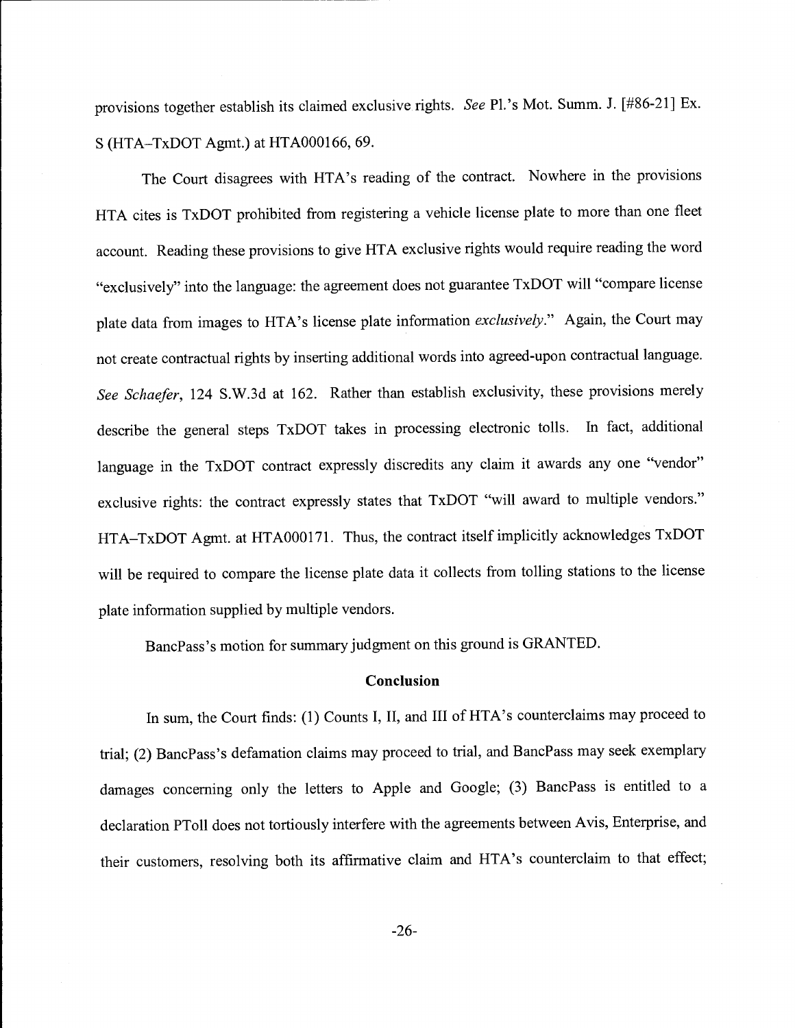provisions together establish its claimed exclusive rights. *See* Pl.'s Mot. Summ. J. [#86-21] Ex. S (HTA–TxDOT Agmt.) at HTA000166, 69.

The Court disagrees with HTA's reading of the contract. Nowhere in the provisions HTA cites is TxDOT prohibited from registering a vehicle license plate to more than one fleet account. Reading these provisions to give HTA exclusive rights would require reading the word "exclusively" into the language: the agreement does not guarantee TxDOT will "compare license plate data from images to HTA's license plate information *exclusively*." Again, the Court may not create contractual rights by inserting additional words into agreed-upon contractual language. *See Schaefer*, 124 S.W.3d at 162. Rather than establish exclusivity, these provisions merely describe the general steps TxDOT takes in processing electronic tolls. In fact, additional language in the TxDOT contract expressly discredits any claim it awards any one "vendor" exclusive rights: the contract expressly states that TxDOT "will award to multiple vendors." HTA–TxDOT Agmt. at HTA000171. Thus, the contract itself implicitly acknowledges TxDOT will be required to compare the license plate data it collects from tolling stations to the license plate information supplied by multiple vendors.

BancPass's motion for summary judgment on this ground is GRANTED.

## Conclusion

In sum, the Court finds: (1) Counts I, II, and III of HTA's counterclaims may proceed to trial; (2) BancPass's defamation claims may proceed to trial, and BancPass may seek exemplary damages concerning only the letters to Apple and Google; (3) BancPass is entitled to a declaration PToll does not tortiously interfere with the agreements between Avis, Enterprise, and their customers, resolving both its affirmative claim and HTA's counterclaim to that effect;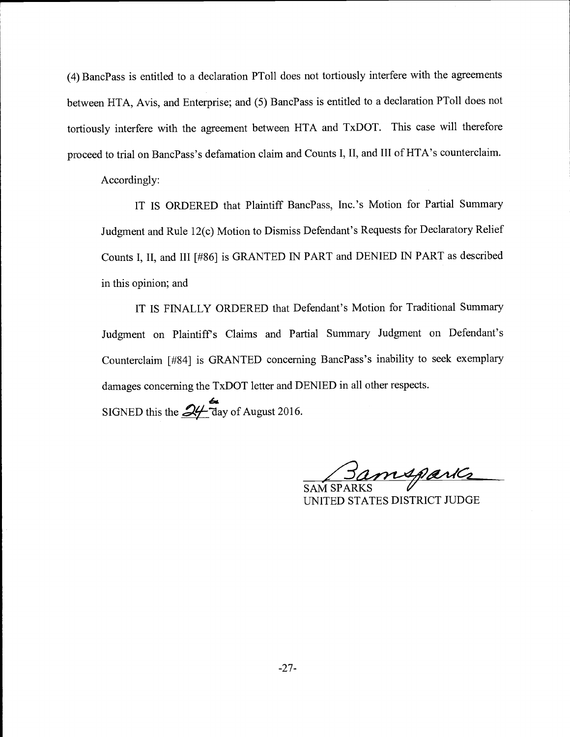(4) BancPass is entitled to a declaration PToll does not tortiously interfere with the agreements between HTA, Avis, and Enterprise; and (5) BancPass is entitled to a declaration PToll does not tortiously interfere with the agreement between HTA and TxDOT. This case will therefore proceed to trial on BancPass's defamation claim and Counts I, II, and III of HTA's counterclaim.

Accordingly:

IT IS ORDERED that Plaintiff BancPass, Inc.'s Motion for Partial Summary Judgment and Rule 12(c) Motion to Dismiss Defendant's Requests for Declaratory Relief Counts I, II, and III [#86] is GRANTED IN PART and DENIED IN PART as described in this opinion; and

IT IS FINALLY ORDERED that Defendant's Motion for Traditional Summary Judgment on Plaintiff's Claims and Partial Summary Judgment on Defendant's Counterclaim [#84] is GRANTED concerning BancPass's inability to seek exemplary damages concerning the TxDOT letter and DENIED in all other respects.

SIGNED this the 24th day of August 2016.

SAM SPARKS
UNITED STATES DISTRICT JUDGE